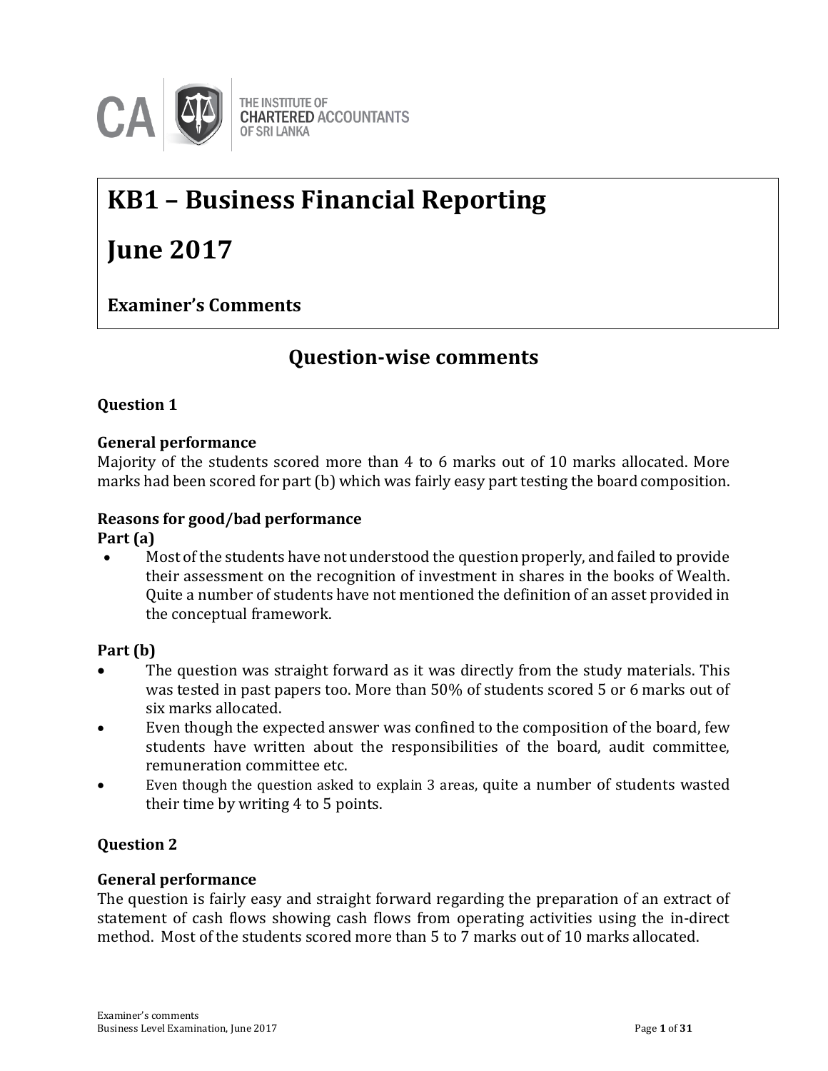THE INSTITUTE OF CHARTERED ACCOUNTANTS OF SRI LANKA

# KB1 – Business Financial Reporting

# June 2017

**Examiner's Comments**

## Question-wise comments

### Question 1

**General performance**

Majority of the students scored more than 4 to 6 marks out of 10 marks allocated. More marks had been scored for part (b) which was fairly easy part testing the board composition.

**Reasons for good/bad performance**

**Part (a)**

- Most of the students have not understood the question properly, and failed to provide their assessment on the recognition of investment in shares in the books of Wealth. Quite a number of students have not mentioned the definition of an asset provided in the conceptual framework.

**Part (b)**

- The question was straight forward as it was directly from the study materials. This was tested in past papers too. More than 50% of students scored 5 or 6 marks out of six marks allocated.
- Even though the expected answer was confined to the composition of the board, few students have written about the responsibilities of the board, audit committee, remuneration committee etc.
- Even though the question asked to explain 3 areas, quite a number of students wasted their time by writing 4 to 5 points.

### Question 2

**General performance**

The question is fairly easy and straight forward regarding the preparation of an extract of statement of cash flows showing cash flows from operating activities using the in-direct method. Most of the students scored more than 5 to 7 marks out of 10 marks allocated.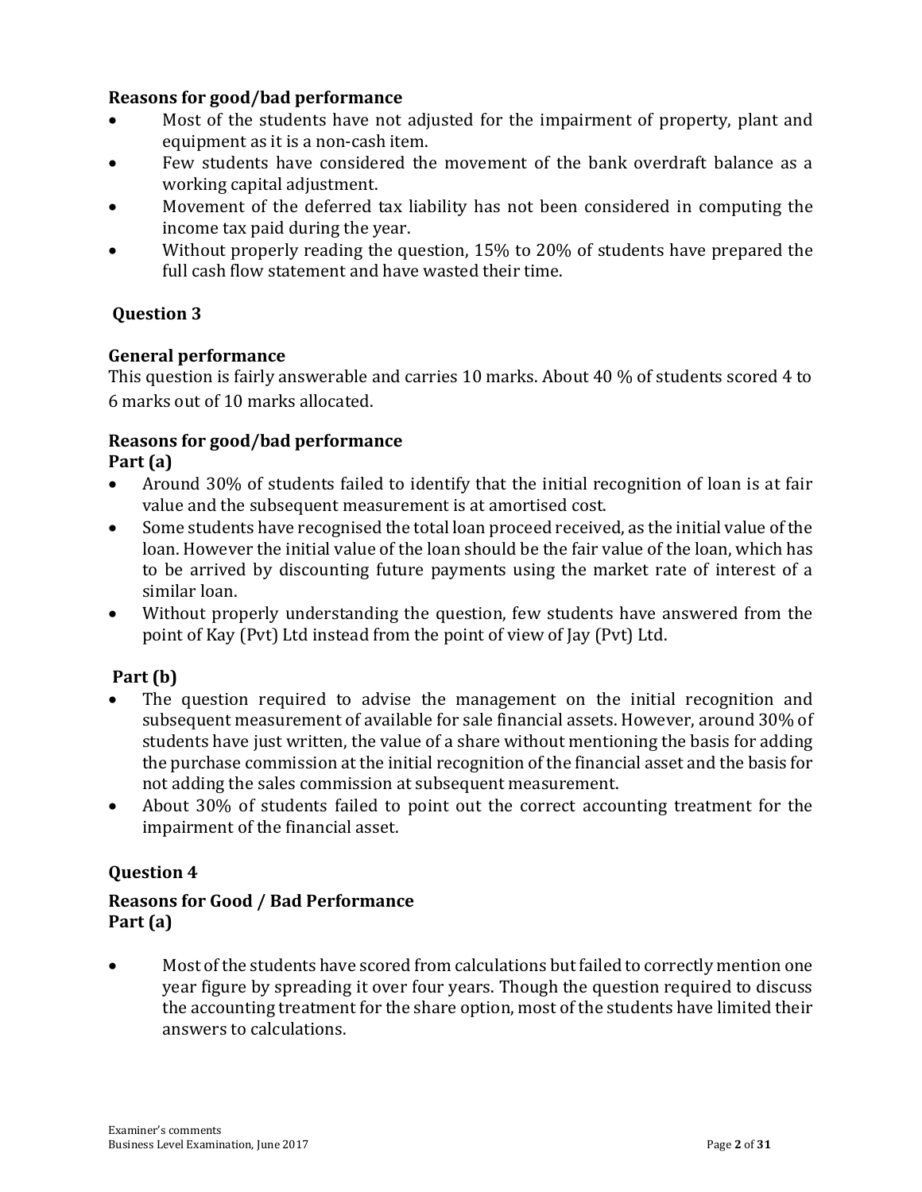**Reasons for good/bad performance**

- Most of the students have not adjusted for the impairment of property, plant and equipment as it is a non-cash item.
- Few students have considered the movement of the bank overdraft balance as a working capital adjustment.
- Movement of the deferred tax liability has not been considered in computing the income tax paid during the year.
- Without properly reading the question, 15% to 20% of students have prepared the full cash flow statement and have wasted their time.

## Question 3

**General performance**

This question is fairly answerable and carries 10 marks. About 40 % of students scored 4 to 6 marks out of 10 marks allocated.

**Reasons for good/bad performance**

**Part (a)**

- Around 30% of students failed to identify that the initial recognition of loan is at fair value and the subsequent measurement is at amortised cost.
- Some students have recognised the total loan proceed received, as the initial value of the loan. However the initial value of the loan should be the fair value of the loan, which has to be arrived by discounting future payments using the market rate of interest of a similar loan.
- Without properly understanding the question, few students have answered from the point of Kay (Pvt) Ltd instead from the point of view of Jay (Pvt) Ltd.

**Part (b)**

- The question required to advise the management on the initial recognition and subsequent measurement of available for sale financial assets. However, around 30% of students have just written, the value of a share without mentioning the basis for adding the purchase commission at the initial recognition of the financial asset and the basis for not adding the sales commission at subsequent measurement.
- About 30% of students failed to point out the correct accounting treatment for the impairment of the financial asset.

## Question 4

**Reasons for Good / Bad Performance**

**Part (a)**

- Most of the students have scored from calculations but failed to correctly mention one year figure by spreading it over four years. Though the question required to discuss the accounting treatment for the share option, most of the students have limited their answers to calculations.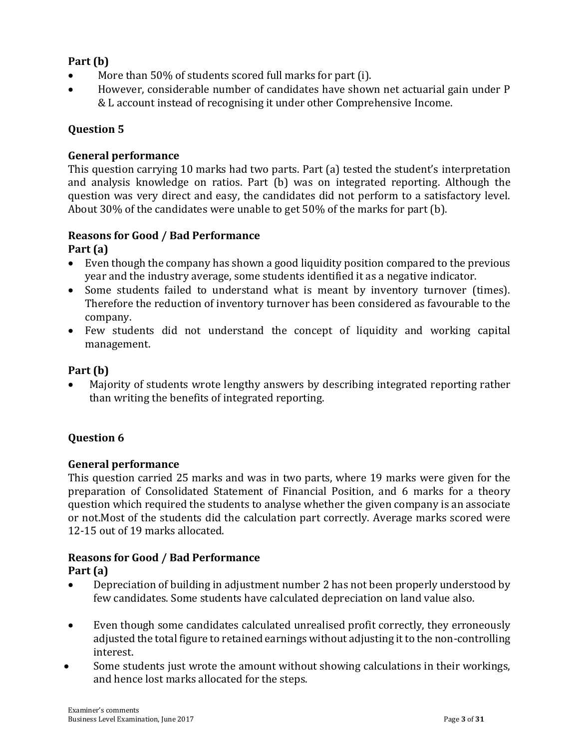**Part (b)**

- More than 50% of students scored full marks for part (i).
- However, considerable number of candidates have shown net actuarial gain under P & L account instead of recognising it under other Comprehensive Income.

**Question 5**

**General performance**

This question carrying 10 marks had two parts. Part (a) tested the student's interpretation and analysis knowledge on ratios. Part (b) was on integrated reporting. Although the question was very direct and easy, the candidates did not perform to a satisfactory level. About 30% of the candidates were unable to get 50% of the marks for part (b).

**Reasons for Good / Bad Performance**

**Part (a)**

- Even though the company has shown a good liquidity position compared to the previous year and the industry average, some students identified it as a negative indicator.
- Some students failed to understand what is meant by inventory turnover (times). Therefore the reduction of inventory turnover has been considered as favourable to the company.
- Few students did not understand the concept of liquidity and working capital management.

**Part (b)**

- Majority of students wrote lengthy answers by describing integrated reporting rather than writing the benefits of integrated reporting.

**Question 6**

**General performance**

This question carried 25 marks and was in two parts, where 19 marks were given for the preparation of Consolidated Statement of Financial Position, and 6 marks for a theory question which required the students to analyse whether the given company is an associate or not.Most of the students did the calculation part correctly. Average marks scored were 12-15 out of 19 marks allocated.

**Reasons for Good / Bad Performance**

**Part (a)**

- Depreciation of building in adjustment number 2 has not been properly understood by few candidates. Some students have calculated depreciation on land value also.
- Even though some candidates calculated unrealised profit correctly, they erroneously adjusted the total figure to retained earnings without adjusting it to the non-controlling interest.
- Some students just wrote the amount without showing calculations in their workings, and hence lost marks allocated for the steps.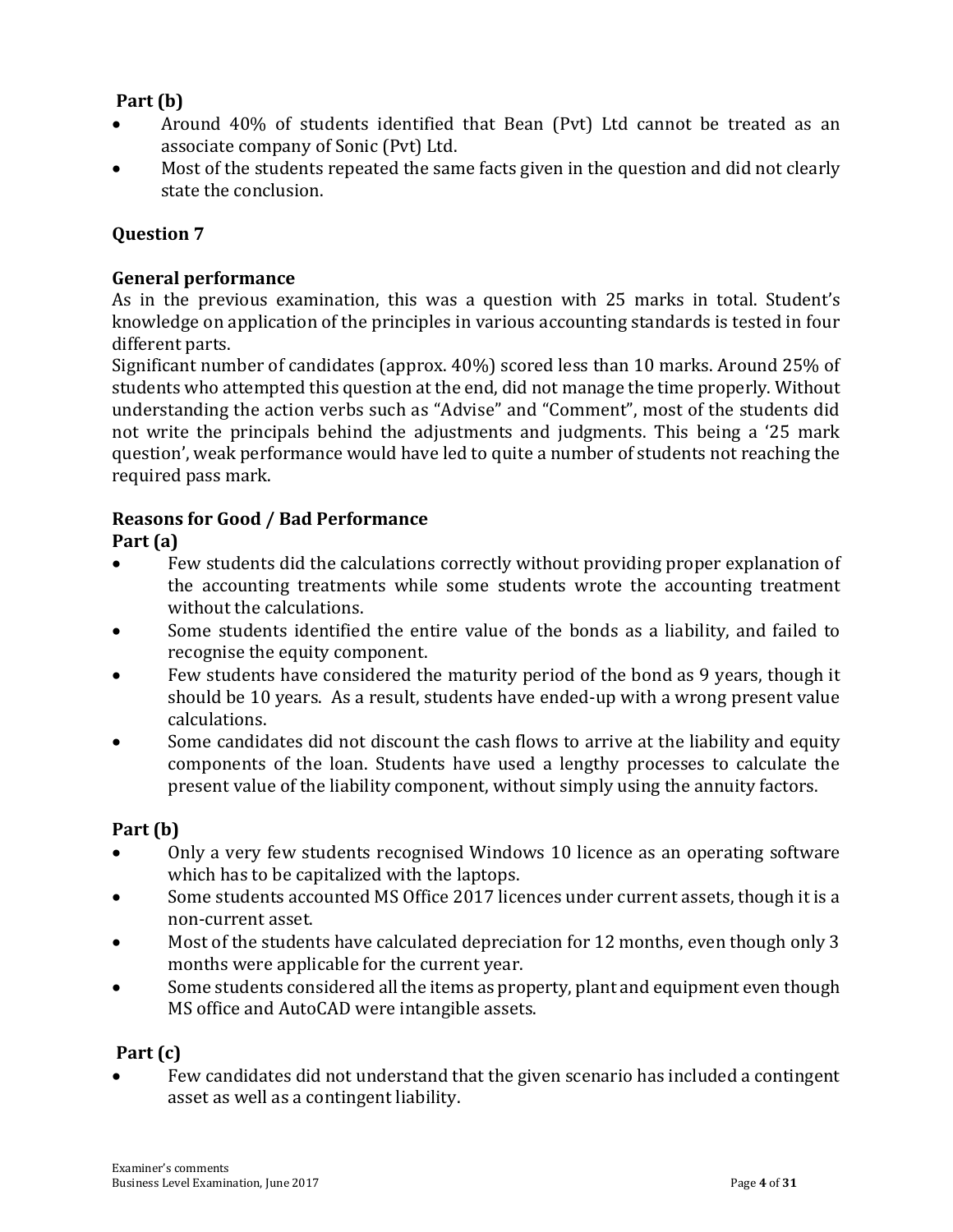### Part (b)

- Around 40% of students identified that Bean (Pvt) Ltd cannot be treated as an associate company of Sonic (Pvt) Ltd.
- Most of the students repeated the same facts given in the question and did not clearly state the conclusion.

## Question 7

### General performance

As in the previous examination, this was a question with 25 marks in total. Student's knowledge on application of the principles in various accounting standards is tested in four different parts.

Significant number of candidates (approx. 40%) scored less than 10 marks. Around 25% of students who attempted this question at the end, did not manage the time properly. Without understanding the action verbs such as "Advise" and "Comment", most of the students did not write the principals behind the adjustments and judgments. This being a '25 mark question', weak performance would have led to quite a number of students not reaching the required pass mark.

### Reasons for Good / Bad Performance

#### Part (a)

- Few students did the calculations correctly without providing proper explanation of the accounting treatments while some students wrote the accounting treatment without the calculations.
- Some students identified the entire value of the bonds as a liability, and failed to recognise the equity component.
- Few students have considered the maturity period of the bond as 9 years, though it should be 10 years. As a result, students have ended-up with a wrong present value calculations.
- Some candidates did not discount the cash flows to arrive at the liability and equity components of the loan. Students have used a lengthy processes to calculate the present value of the liability component, without simply using the annuity factors.

#### Part (b)

- Only a very few students recognised Windows 10 licence as an operating software which has to be capitalized with the laptops.
- Some students accounted MS Office 2017 licences under current assets, though it is a non-current asset.
- Most of the students have calculated depreciation for 12 months, even though only 3 months were applicable for the current year.
- Some students considered all the items as property, plant and equipment even though MS office and AutoCAD were intangible assets.

#### Part (c)

- Few candidates did not understand that the given scenario has included a contingent asset as well as a contingent liability.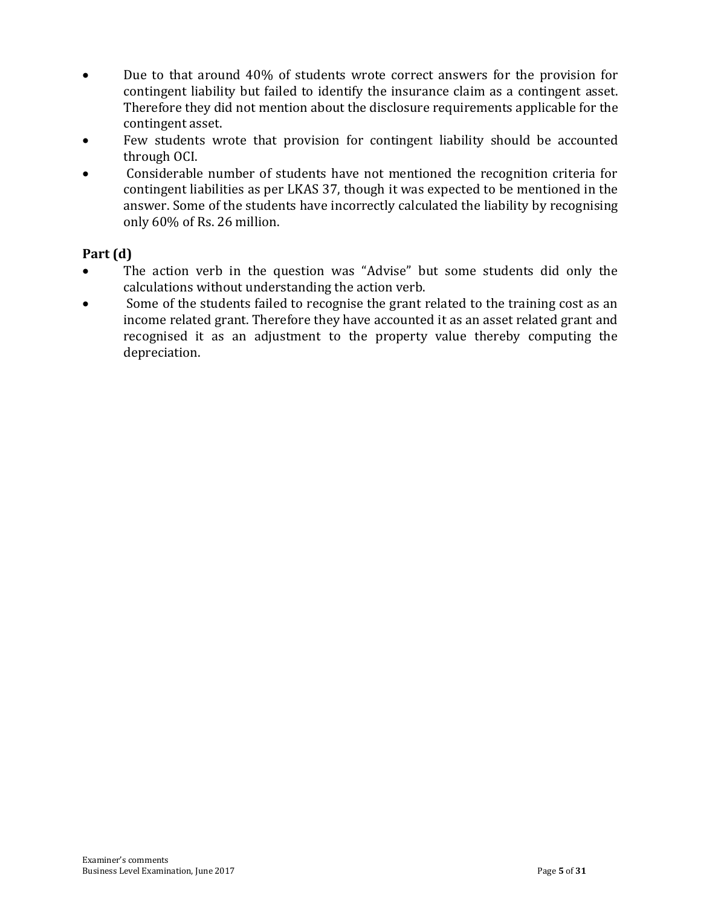- Due to that around 40% of students wrote correct answers for the provision for contingent liability but failed to identify the insurance claim as a contingent asset. Therefore they did not mention about the disclosure requirements applicable for the contingent asset.
- Few students wrote that provision for contingent liability should be accounted through OCI.
- Considerable number of students have not mentioned the recognition criteria for contingent liabilities as per LKAS 37, though it was expected to be mentioned in the answer. Some of the students have incorrectly calculated the liability by recognising only 60% of Rs. 26 million.

**Part (d)**

- The action verb in the question was "Advise" but some students did only the calculations without understanding the action verb.
- Some of the students failed to recognise the grant related to the training cost as an income related grant. Therefore they have accounted it as an asset related grant and recognised it as an adjustment to the property value thereby computing the depreciation.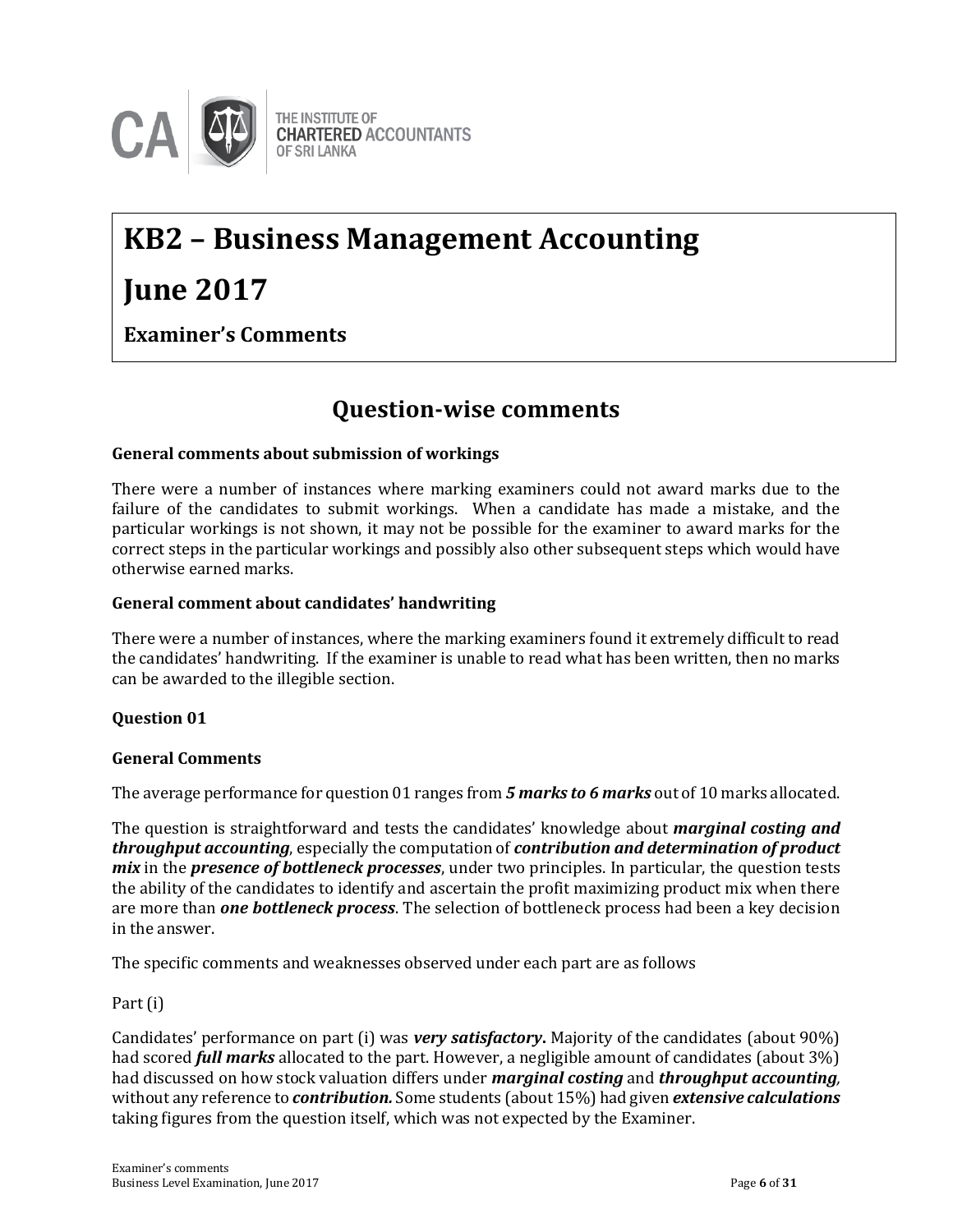# KB2 – Business Management Accounting

# June 2017

**Examiner's Comments**

## Question-wise comments

**General comments about submission of workings**

There were a number of instances where marking examiners could not award marks due to the failure of the candidates to submit workings. When a candidate has made a mistake, and the particular workings is not shown, it may not be possible for the examiner to award marks for the correct steps in the particular workings and possibly also other subsequent steps which would have otherwise earned marks.

**General comment about candidates' handwriting**

There were a number of instances, where the marking examiners found it extremely difficult to read the candidates' handwriting. If the examiner is unable to read what has been written, then no marks can be awarded to the illegible section.

**Question 01**

**General Comments**

The average performance for question 01 ranges from ***5 marks to 6 marks*** out of 10 marks allocated.

The question is straightforward and tests the candidates' knowledge about ***marginal costing and throughput accounting***, especially the computation of ***contribution and determination of product mix*** in the ***presence of bottleneck processes***, under two principles. In particular, the question tests the ability of the candidates to identify and ascertain the profit maximizing product mix when there are more than ***one bottleneck process***. The selection of bottleneck process had been a key decision in the answer.

The specific comments and weaknesses observed under each part are as follows

Part (i)

Candidates' performance on part (i) was ***very satisfactory*.** Majority of the candidates (about 90%) had scored ***full marks*** allocated to the part. However, a negligible amount of candidates (about 3%) had discussed on how stock valuation differs under ***marginal costing*** and ***throughput accounting***, without any reference to ***contribution.*** Some students (about 15%) had given ***extensive calculations*** taking figures from the question itself, which was not expected by the Examiner.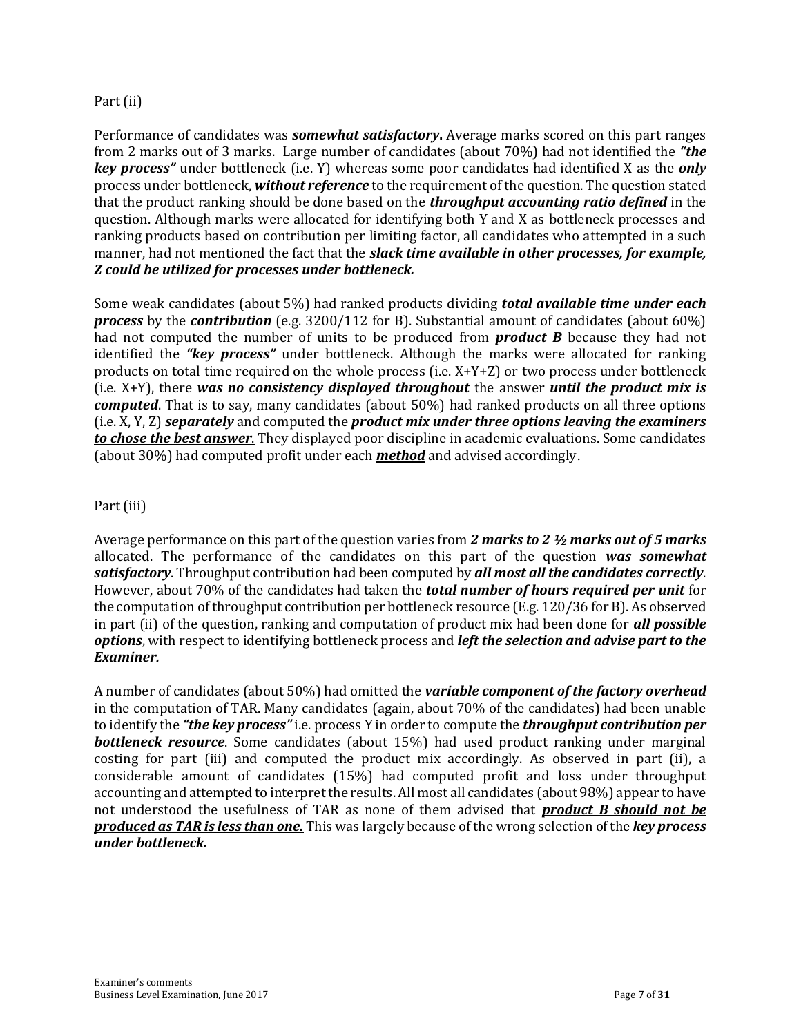Part (ii)

Performance of candidates was ***somewhat satisfactory***. Average marks scored on this part ranges from 2 marks out of 3 marks. Large number of candidates (about 70%) had not identified the ***"the key process"*** under bottleneck (i.e. Y) whereas some poor candidates had identified X as the ***only*** process under bottleneck, ***without reference*** to the requirement of the question. The question stated that the product ranking should be done based on the ***throughput accounting ratio defined*** in the question. Although marks were allocated for identifying both Y and X as bottleneck processes and ranking products based on contribution per limiting factor, all candidates who attempted in a such manner, had not mentioned the fact that the ***slack time available in other processes, for example, Z could be utilized for processes under bottleneck.***

Some weak candidates (about 5%) had ranked products dividing ***total available time under each process*** by the ***contribution*** (e.g. 3200/112 for B). Substantial amount of candidates (about 60%) had not computed the number of units to be produced from ***product B*** because they had not identified the ***"key process"*** under bottleneck. Although the marks were allocated for ranking products on total time required on the whole process (i.e. X+Y+Z) or two process under bottleneck (i.e. X+Y), there ***was no consistency displayed throughout*** the answer ***until the product mix is computed***. That is to say, many candidates (about 50%) had ranked products on all three options (i.e. X, Y, Z) ***separately*** and computed the ***product mix under three options <u>leaving the examiners to chose the best answer</u>.*** They displayed poor discipline in academic evaluations. Some candidates (about 30%) had computed profit under each ***<u>method</u>*** and advised accordingly.

Part (iii)

Average performance on this part of the question varies from ***2 marks to 2 ½ marks out of 5 marks*** allocated. The performance of the candidates on this part of the question ***was somewhat satisfactory***. Throughput contribution had been computed by ***all most all the candidates correctly***. However, about 70% of the candidates had taken the ***total number of hours required per unit*** for the computation of throughput contribution per bottleneck resource (E.g. 120/36 for B). As observed in part (ii) of the question, ranking and computation of product mix had been done for ***all possible options***, with respect to identifying bottleneck process and ***left the selection and advise part to the Examiner.***

A number of candidates (about 50%) had omitted the ***variable component of the factory overhead*** in the computation of TAR. Many candidates (again, about 70% of the candidates) had been unable to identify the ***"the key process"*** i.e. process Y in order to compute the ***throughput contribution per bottleneck resource***. Some candidates (about 15%) had used product ranking under marginal costing for part (iii) and computed the product mix accordingly. As observed in part (ii), a considerable amount of candidates (15%) had computed profit and loss under throughput accounting and attempted to interpret the results. All most all candidates (about 98%) appear to have not understood the usefulness of TAR as none of them advised that ***<u>product B should not be produced as TAR is less than one.</u>*** This was largely because of the wrong selection of the ***key process under bottleneck.***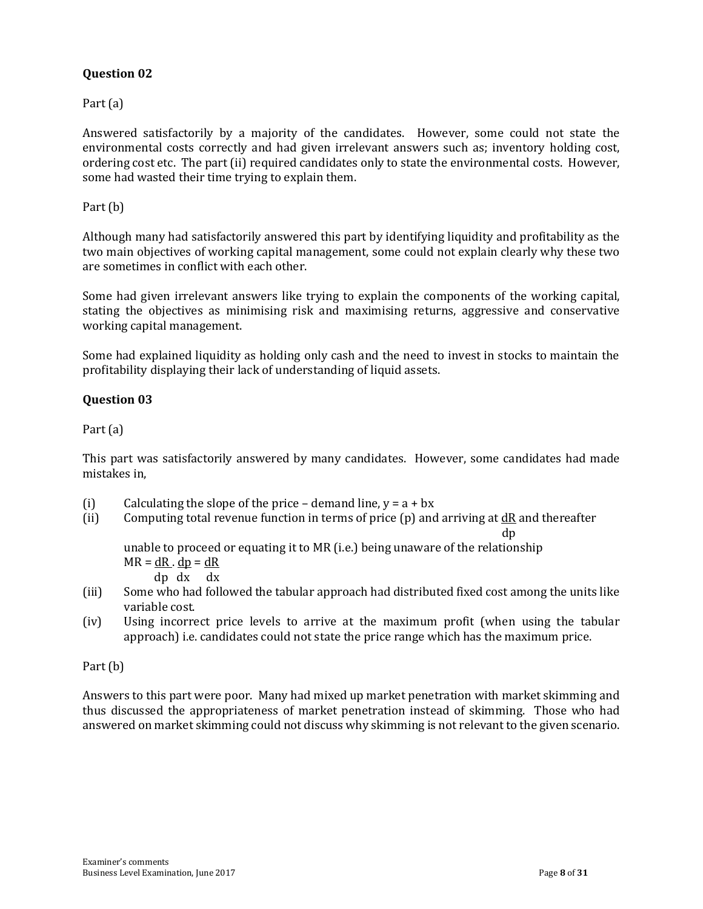### Question 02

Part (a)

Answered satisfactorily by a majority of the candidates. However, some could not state the environmental costs correctly and had given irrelevant answers such as; inventory holding cost, ordering cost etc. The part (ii) required candidates only to state the environmental costs. However, some had wasted their time trying to explain them.

Part (b)

Although many had satisfactorily answered this part by identifying liquidity and profitability as the two main objectives of working capital management, some could not explain clearly why these two are sometimes in conflict with each other.

Some had given irrelevant answers like trying to explain the components of the working capital, stating the objectives as minimising risk and maximising returns, aggressive and conservative working capital management.

Some had explained liquidity as holding only cash and the need to invest in stocks to maintain the profitability displaying their lack of understanding of liquid assets.

### Question 03

Part (a)

This part was satisfactorily answered by many candidates. However, some candidates had made mistakes in,

(i) Calculating the slope of the price – demand line, $y = a + bx$

(ii) Computing total revenue function in terms of price (p) and arriving at $\frac{dR}{dp}$ and thereafter unable to proceed or equating it to MR (i.e.) being unaware of the relationship $MR = \frac{dR}{dp} \cdot \frac{dp}{dx} = \frac{dR}{dx}$

(iii) Some who had followed the tabular approach had distributed fixed cost among the units like variable cost.

(iv) Using incorrect price levels to arrive at the maximum profit (when using the tabular approach) i.e. candidates could not state the price range which has the maximum price.

Part (b)

Answers to this part were poor. Many had mixed up market penetration with market skimming and thus discussed the appropriateness of market penetration instead of skimming. Those who had answered on market skimming could not discuss why skimming is not relevant to the given scenario.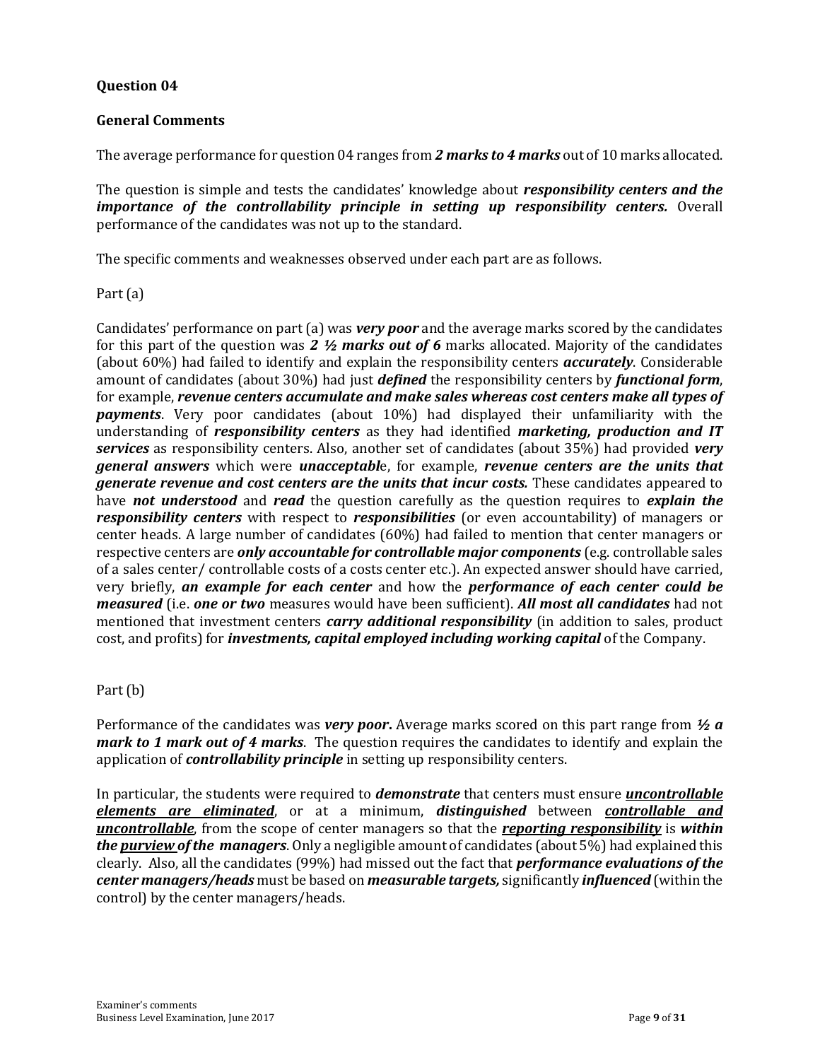**Question 04**

**General Comments**

The average performance for question 04 ranges from ***2 marks to 4 marks*** out of 10 marks allocated.

The question is simple and tests the candidates' knowledge about ***responsibility centers and the importance of the controllability principle in setting up responsibility centers.*** Overall performance of the candidates was not up to the standard.

The specific comments and weaknesses observed under each part are as follows.

Part (a)

Candidates' performance on part (a) was ***very poor*** and the average marks scored by the candidates for this part of the question was ***2 ½ marks out of 6*** marks allocated. Majority of the candidates (about 60%) had failed to identify and explain the responsibility centers ***accurately***. Considerable amount of candidates (about 30%) had just ***defined*** the responsibility centers by ***functional form***, for example, ***revenue centers accumulate and make sales whereas cost centers make all types of payments***. Very poor candidates (about 10%) had displayed their unfamiliarity with the understanding of ***responsibility centers*** as they had identified ***marketing, production and IT services*** as responsibility centers. Also, another set of candidates (about 35%) had provided ***very general answers*** which were ***unacceptabl***e, for example, ***revenue centers are the units that generate revenue and cost centers are the units that incur costs.*** These candidates appeared to have ***not understood*** and ***read*** the question carefully as the question requires to ***explain the responsibility centers*** with respect to ***responsibilities*** (or even accountability) of managers or center heads. A large number of candidates (60%) had failed to mention that center managers or respective centers are ***only accountable for controllable major components*** (e.g. controllable sales of a sales center/ controllable costs of a costs center etc.). An expected answer should have carried, very briefly, ***an example for each center*** and how the ***performance of each center could be measured*** (i.e. ***one or two*** measures would have been sufficient). ***All most all candidates*** had not mentioned that investment centers ***carry additional responsibility*** (in addition to sales, product cost, and profits) for ***investments, capital employed including working capital*** of the Company.

Part (b)

Performance of the candidates was ***very poor*****.** Average marks scored on this part range from ***½ a mark to 1 mark out of 4 marks***. The question requires the candidates to identify and explain the application of ***controllability principle*** in setting up responsibility centers.

In particular, the students were required to ***demonstrate*** that centers must ensure ***<u>uncontrollable elements are eliminated</u>***, or at a minimum, ***distinguished*** between ***<u>controllable and uncontrollable</u>***, from the scope of center managers so that the ***<u>reporting responsibility</u>*** is ***within the <u>purview</u> of the managers***. Only a negligible amount of candidates (about 5%) had explained this clearly. Also, all the candidates (99%) had missed out the fact that ***performance evaluations of the center managers/heads*** must be based on ***measurable targets,*** significantly ***influenced*** (within the control) by the center managers/heads.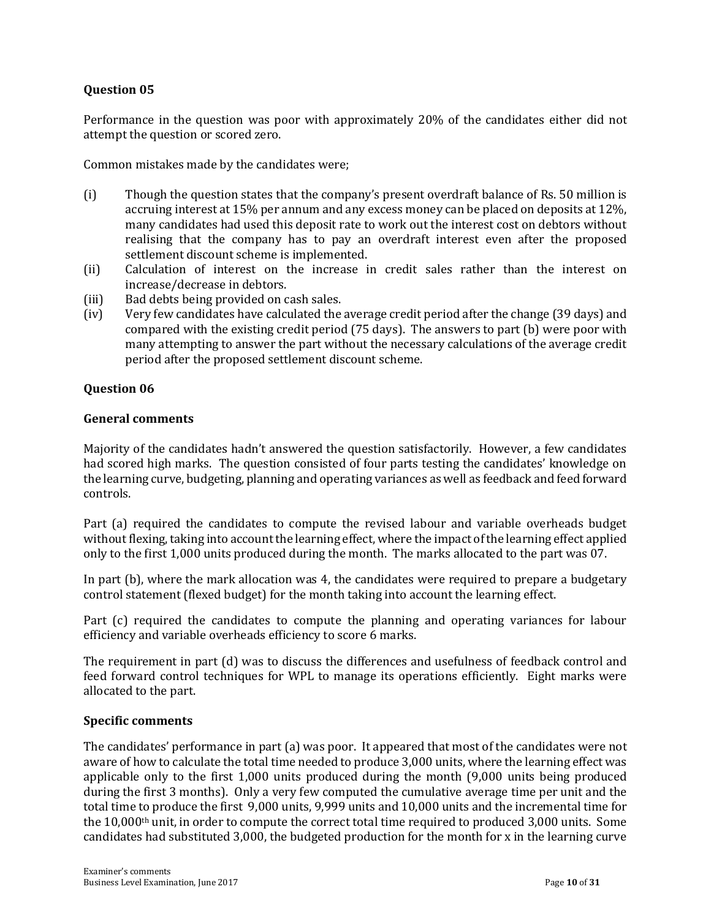### Question 05

Performance in the question was poor with approximately 20% of the candidates either did not attempt the question or scored zero.

Common mistakes made by the candidates were;

(i) Though the question states that the company's present overdraft balance of Rs. 50 million is accruing interest at 15% per annum and any excess money can be placed on deposits at 12%, many candidates had used this deposit rate to work out the interest cost on debtors without realising that the company has to pay an overdraft interest even after the proposed settlement discount scheme is implemented.

(ii) Calculation of interest on the increase in credit sales rather than the interest on increase/decrease in debtors.

(iii) Bad debts being provided on cash sales.

(iv) Very few candidates have calculated the average credit period after the change (39 days) and compared with the existing credit period (75 days). The answers to part (b) were poor with many attempting to answer the part without the necessary calculations of the average credit period after the proposed settlement discount scheme.

### Question 06

#### General comments

Majority of the candidates hadn't answered the question satisfactorily. However, a few candidates had scored high marks. The question consisted of four parts testing the candidates' knowledge on the learning curve, budgeting, planning and operating variances as well as feedback and feed forward controls.

Part (a) required the candidates to compute the revised labour and variable overheads budget without flexing, taking into account the learning effect, where the impact of the learning effect applied only to the first 1,000 units produced during the month. The marks allocated to the part was 07.

In part (b), where the mark allocation was 4, the candidates were required to prepare a budgetary control statement (flexed budget) for the month taking into account the learning effect.

Part (c) required the candidates to compute the planning and operating variances for labour efficiency and variable overheads efficiency to score 6 marks.

The requirement in part (d) was to discuss the differences and usefulness of feedback control and feed forward control techniques for WPL to manage its operations efficiently. Eight marks were allocated to the part.

#### Specific comments

The candidates' performance in part (a) was poor. It appeared that most of the candidates were not aware of how to calculate the total time needed to produce 3,000 units, where the learning effect was applicable only to the first 1,000 units produced during the month (9,000 units being produced during the first 3 months). Only a very few computed the cumulative average time per unit and the total time to produce the first 9,000 units, 9,999 units and 10,000 units and the incremental time for the 10,000th unit, in order to compute the correct total time required to produced 3,000 units. Some candidates had substituted 3,000, the budgeted production for the month for x in the learning curve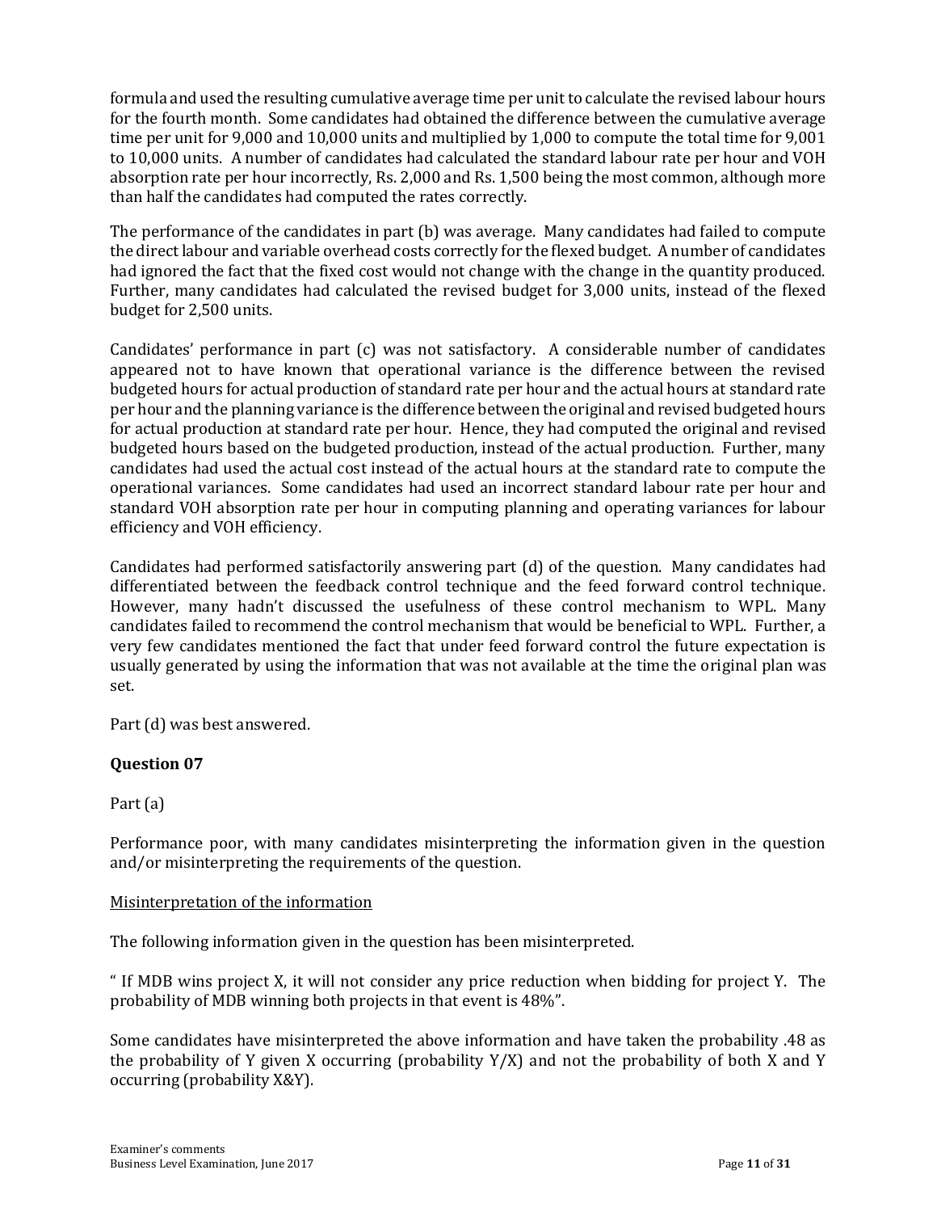formula and used the resulting cumulative average time per unit to calculate the revised labour hours for the fourth month. Some candidates had obtained the difference between the cumulative average time per unit for 9,000 and 10,000 units and multiplied by 1,000 to compute the total time for 9,001 to 10,000 units. A number of candidates had calculated the standard labour rate per hour and VOH absorption rate per hour incorrectly, Rs. 2,000 and Rs. 1,500 being the most common, although more than half the candidates had computed the rates correctly.

The performance of the candidates in part (b) was average. Many candidates had failed to compute the direct labour and variable overhead costs correctly for the flexed budget. A number of candidates had ignored the fact that the fixed cost would not change with the change in the quantity produced. Further, many candidates had calculated the revised budget for 3,000 units, instead of the flexed budget for 2,500 units.

Candidates' performance in part (c) was not satisfactory. A considerable number of candidates appeared not to have known that operational variance is the difference between the revised budgeted hours for actual production of standard rate per hour and the actual hours at standard rate per hour and the planning variance is the difference between the original and revised budgeted hours for actual production at standard rate per hour. Hence, they had computed the original and revised budgeted hours based on the budgeted production, instead of the actual production. Further, many candidates had used the actual cost instead of the actual hours at the standard rate to compute the operational variances. Some candidates had used an incorrect standard labour rate per hour and standard VOH absorption rate per hour in computing planning and operating variances for labour efficiency and VOH efficiency.

Candidates had performed satisfactorily answering part (d) of the question. Many candidates had differentiated between the feedback control technique and the feed forward control technique. However, many hadn't discussed the usefulness of these control mechanism to WPL. Many candidates failed to recommend the control mechanism that would be beneficial to WPL. Further, a very few candidates mentioned the fact that under feed forward control the future expectation is usually generated by using the information that was not available at the time the original plan was set.

Part (d) was best answered.

**Question 07**

Part (a)

Performance poor, with many candidates misinterpreting the information given in the question and/or misinterpreting the requirements of the question.

Misinterpretation of the information

The following information given in the question has been misinterpreted.

" If MDB wins project X, it will not consider any price reduction when bidding for project Y. The probability of MDB winning both projects in that event is 48%".

Some candidates have misinterpreted the above information and have taken the probability .48 as the probability of Y given X occurring (probability Y/X) and not the probability of both X and Y occurring (probability X&Y).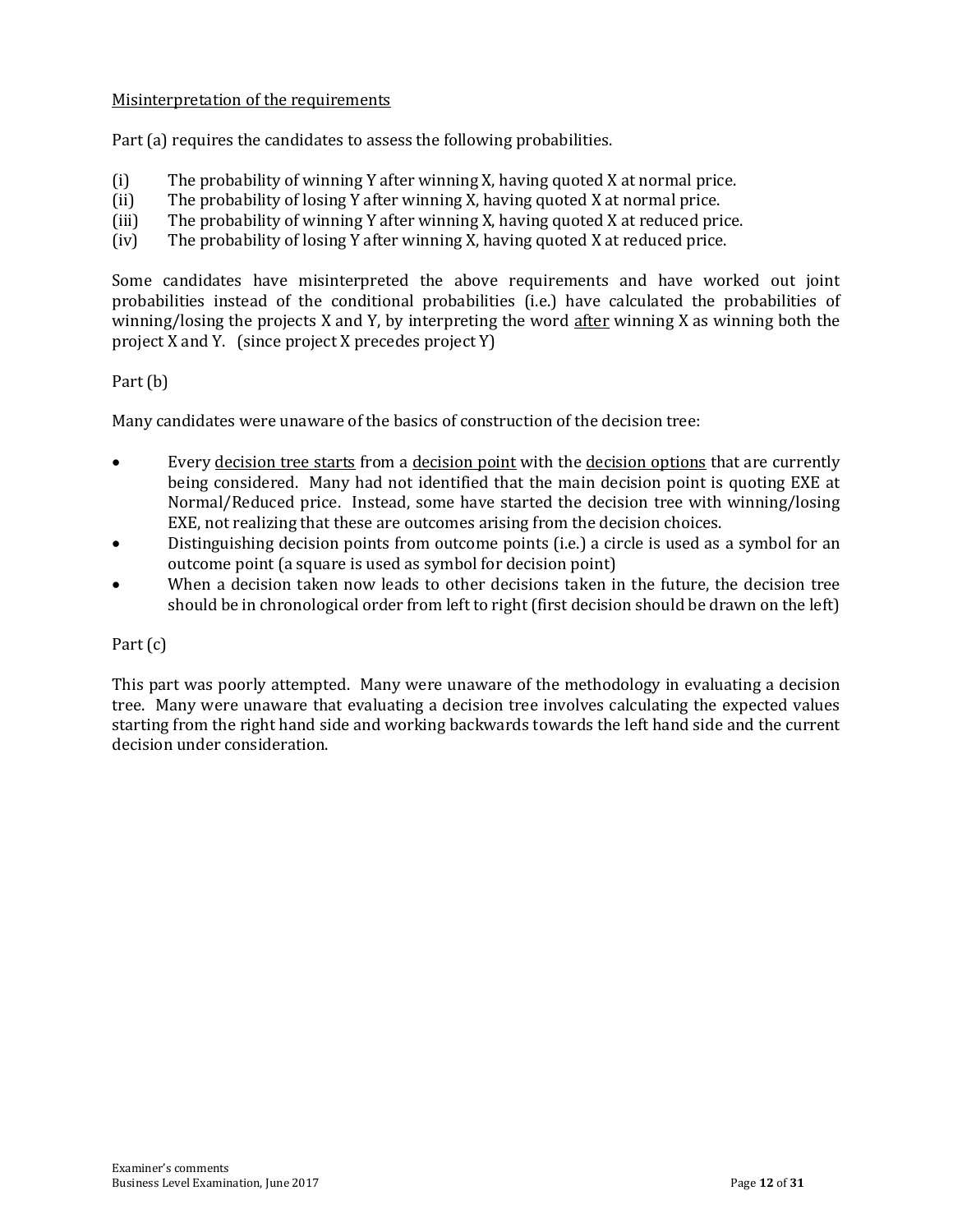<u>Misinterpretation of the requirements</u>

Part (a) requires the candidates to assess the following probabilities.

(i) The probability of winning Y after winning X, having quoted X at normal price.
(ii) The probability of losing Y after winning X, having quoted X at normal price.
(iii) The probability of winning Y after winning X, having quoted X at reduced price.
(iv) The probability of losing Y after winning X, having quoted X at reduced price.

Some candidates have misinterpreted the above requirements and have worked out joint probabilities instead of the conditional probabilities (i.e.) have calculated the probabilities of winning/losing the projects X and Y, by interpreting the word <u>after</u> winning X as winning both the project X and Y. (since project X precedes project Y)

Part (b)

Many candidates were unaware of the basics of construction of the decision tree:

- Every <u>decision tree starts</u> from a <u>decision point</u> with the <u>decision options</u> that are currently being considered. Many had not identified that the main decision point is quoting EXE at Normal/Reduced price. Instead, some have started the decision tree with winning/losing EXE, not realizing that these are outcomes arising from the decision choices.
- Distinguishing decision points from outcome points (i.e.) a circle is used as a symbol for an outcome point (a square is used as symbol for decision point)
- When a decision taken now leads to other decisions taken in the future, the decision tree should be in chronological order from left to right (first decision should be drawn on the left)

Part (c)

This part was poorly attempted. Many were unaware of the methodology in evaluating a decision tree. Many were unaware that evaluating a decision tree involves calculating the expected values starting from the right hand side and working backwards towards the left hand side and the current decision under consideration.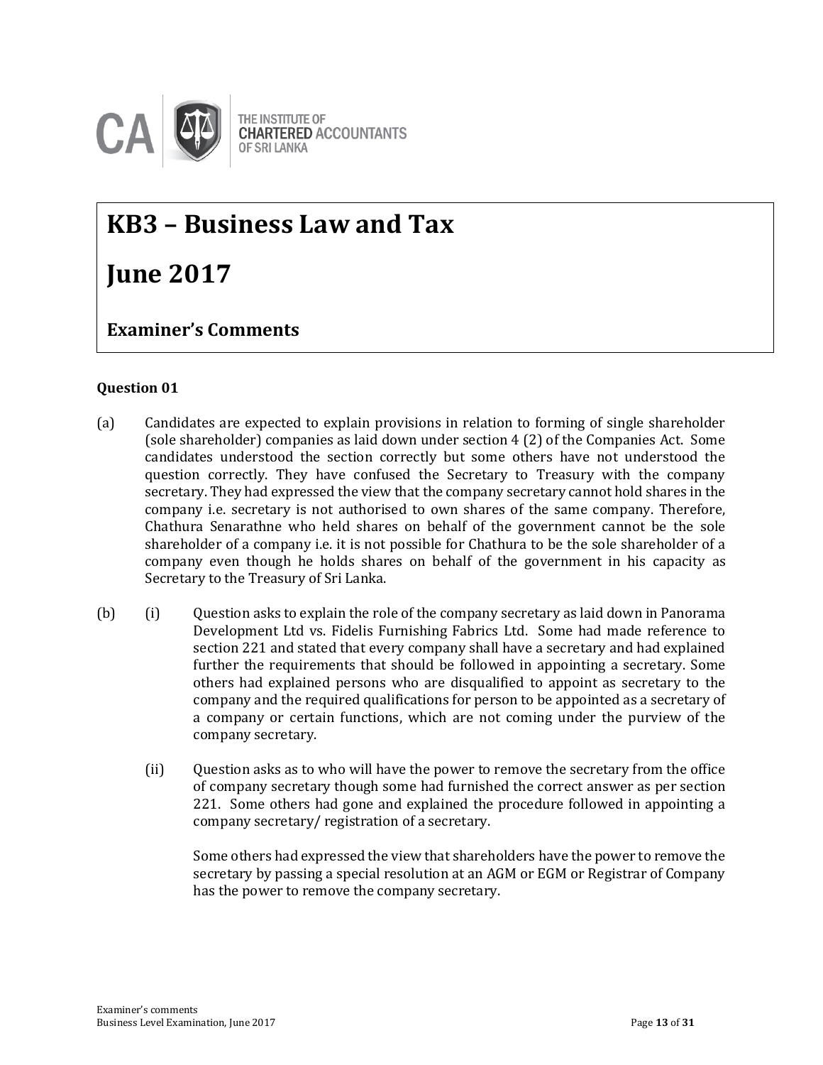THE INSTITUTE OF CHARTERED ACCOUNTANTS OF SRI LANKA

# KB3 – Business Law and Tax

# June 2017

## Examiner's Comments

### Question 01

(a) Candidates are expected to explain provisions in relation to forming of single shareholder (sole shareholder) companies as laid down under section 4 (2) of the Companies Act. Some candidates understood the section correctly but some others have not understood the question correctly. They have confused the Secretary to Treasury with the company secretary. They had expressed the view that the company secretary cannot hold shares in the company i.e. secretary is not authorised to own shares of the same company. Therefore, Chathura Senarathne who held shares on behalf of the government cannot be the sole shareholder of a company i.e. it is not possible for Chathura to be the sole shareholder of a company even though he holds shares on behalf of the government in his capacity as Secretary to the Treasury of Sri Lanka.

(b) (i) Question asks to explain the role of the company secretary as laid down in Panorama Development Ltd vs. Fidelis Furnishing Fabrics Ltd. Some had made reference to section 221 and stated that every company shall have a secretary and had explained further the requirements that should be followed in appointing a secretary. Some others had explained persons who are disqualified to appoint as secretary to the company and the required qualifications for person to be appointed as a secretary of a company or certain functions, which are not coming under the purview of the company secretary.

(ii) Question asks as to who will have the power to remove the secretary from the office of company secretary though some had furnished the correct answer as per section 221. Some others had gone and explained the procedure followed in appointing a company secretary/ registration of a secretary.

Some others had expressed the view that shareholders have the power to remove the secretary by passing a special resolution at an AGM or EGM or Registrar of Company has the power to remove the company secretary.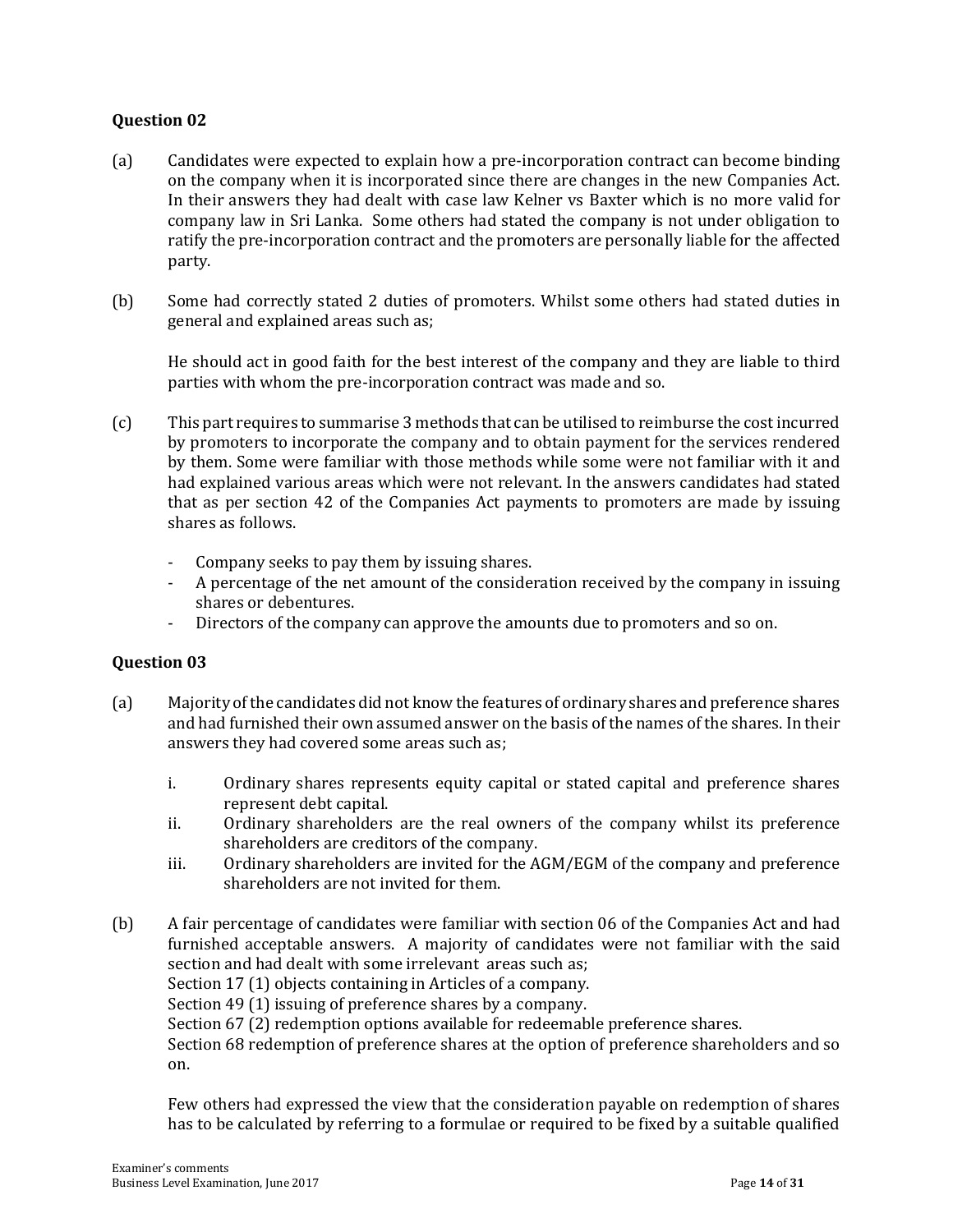**Question 02**

(a) Candidates were expected to explain how a pre-incorporation contract can become binding on the company when it is incorporated since there are changes in the new Companies Act. In their answers they had dealt with case law Kelner vs Baxter which is no more valid for company law in Sri Lanka. Some others had stated the company is not under obligation to ratify the pre-incorporation contract and the promoters are personally liable for the affected party.

(b) Some had correctly stated 2 duties of promoters. Whilst some others had stated duties in general and explained areas such as;

He should act in good faith for the best interest of the company and they are liable to third parties with whom the pre-incorporation contract was made and so.

(c) This part requires to summarise 3 methods that can be utilised to reimburse the cost incurred by promoters to incorporate the company and to obtain payment for the services rendered by them. Some were familiar with those methods while some were not familiar with it and had explained various areas which were not relevant. In the answers candidates had stated that as per section 42 of the Companies Act payments to promoters are made by issuing shares as follows.

- Company seeks to pay them by issuing shares.
- A percentage of the net amount of the consideration received by the company in issuing shares or debentures.
- Directors of the company can approve the amounts due to promoters and so on.

**Question 03**

(a) Majority of the candidates did not know the features of ordinary shares and preference shares and had furnished their own assumed answer on the basis of the names of the shares. In their answers they had covered some areas such as;

i. Ordinary shares represents equity capital or stated capital and preference shares represent debt capital.
ii. Ordinary shareholders are the real owners of the company whilst its preference shareholders are creditors of the company.
iii. Ordinary shareholders are invited for the AGM/EGM of the company and preference shareholders are not invited for them.

(b) A fair percentage of candidates were familiar with section 06 of the Companies Act and had furnished acceptable answers. A majority of candidates were not familiar with the said section and had dealt with some irrelevant areas such as;
Section 17 (1) objects containing in Articles of a company.
Section 49 (1) issuing of preference shares by a company.
Section 67 (2) redemption options available for redeemable preference shares.
Section 68 redemption of preference shares at the option of preference shareholders and so on.

Few others had expressed the view that the consideration payable on redemption of shares has to be calculated by referring to a formulae or required to be fixed by a suitable qualified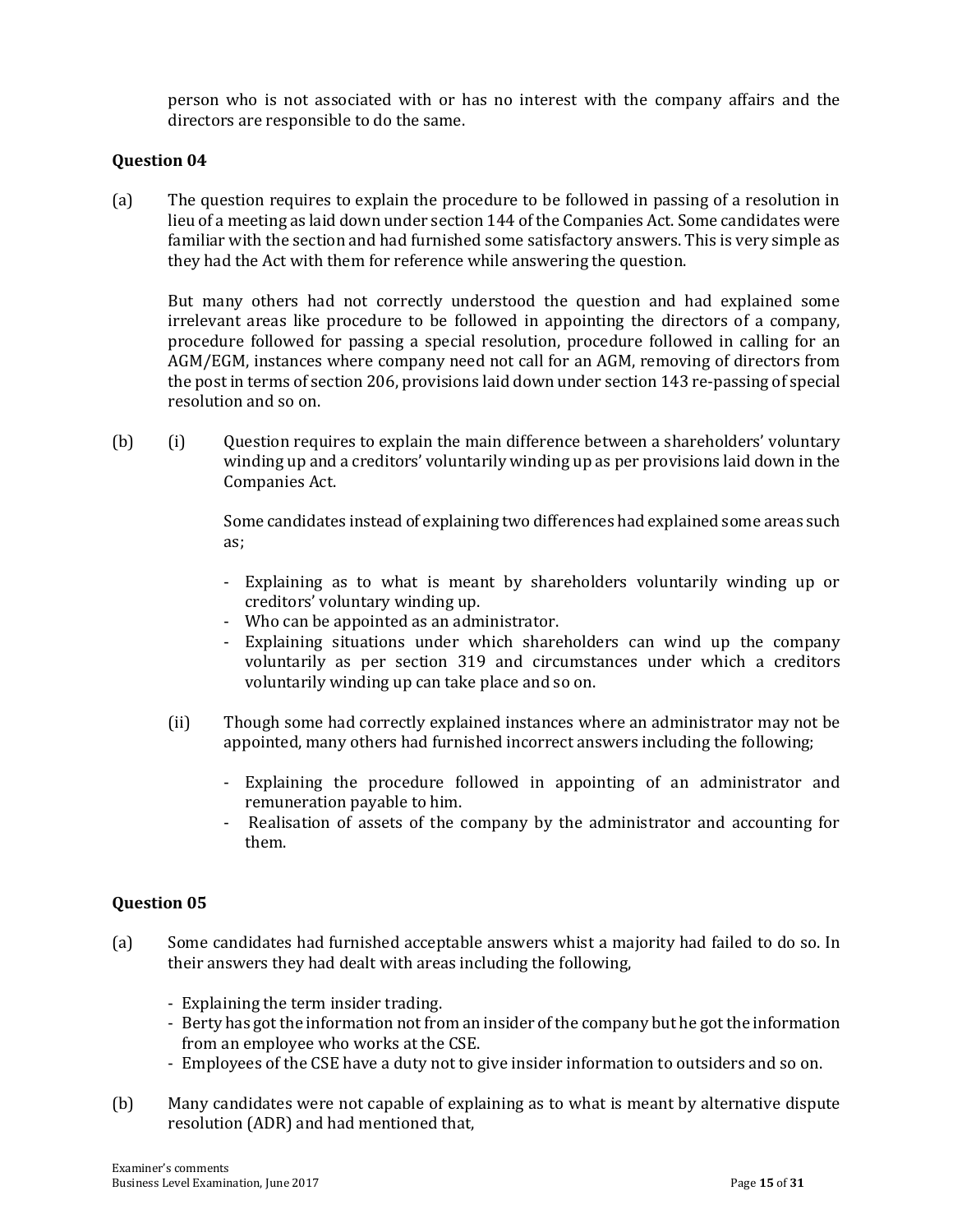person who is not associated with or has no interest with the company affairs and the directors are responsible to do the same.

**Question 04**

(a) The question requires to explain the procedure to be followed in passing of a resolution in lieu of a meeting as laid down under section 144 of the Companies Act. Some candidates were familiar with the section and had furnished some satisfactory answers. This is very simple as they had the Act with them for reference while answering the question.

But many others had not correctly understood the question and had explained some irrelevant areas like procedure to be followed in appointing the directors of a company, procedure followed for passing a special resolution, procedure followed in calling for an AGM/EGM, instances where company need not call for an AGM, removing of directors from the post in terms of section 206, provisions laid down under section 143 re-passing of special resolution and so on.

(b) (i) Question requires to explain the main difference between a shareholders' voluntary winding up and a creditors' voluntarily winding up as per provisions laid down in the Companies Act.

Some candidates instead of explaining two differences had explained some areas such as;

- Explaining as to what is meant by shareholders voluntarily winding up or creditors' voluntary winding up.
- Who can be appointed as an administrator.
- Explaining situations under which shareholders can wind up the company voluntarily as per section 319 and circumstances under which a creditors voluntarily winding up can take place and so on.

(ii) Though some had correctly explained instances where an administrator may not be appointed, many others had furnished incorrect answers including the following;

- Explaining the procedure followed in appointing of an administrator and remuneration payable to him.
- Realisation of assets of the company by the administrator and accounting for them.

**Question 05**

(a) Some candidates had furnished acceptable answers whist a majority had failed to do so. In their answers they had dealt with areas including the following,

- Explaining the term insider trading.
- Berty has got the information not from an insider of the company but he got the information from an employee who works at the CSE.
- Employees of the CSE have a duty not to give insider information to outsiders and so on.

(b) Many candidates were not capable of explaining as to what is meant by alternative dispute resolution (ADR) and had mentioned that,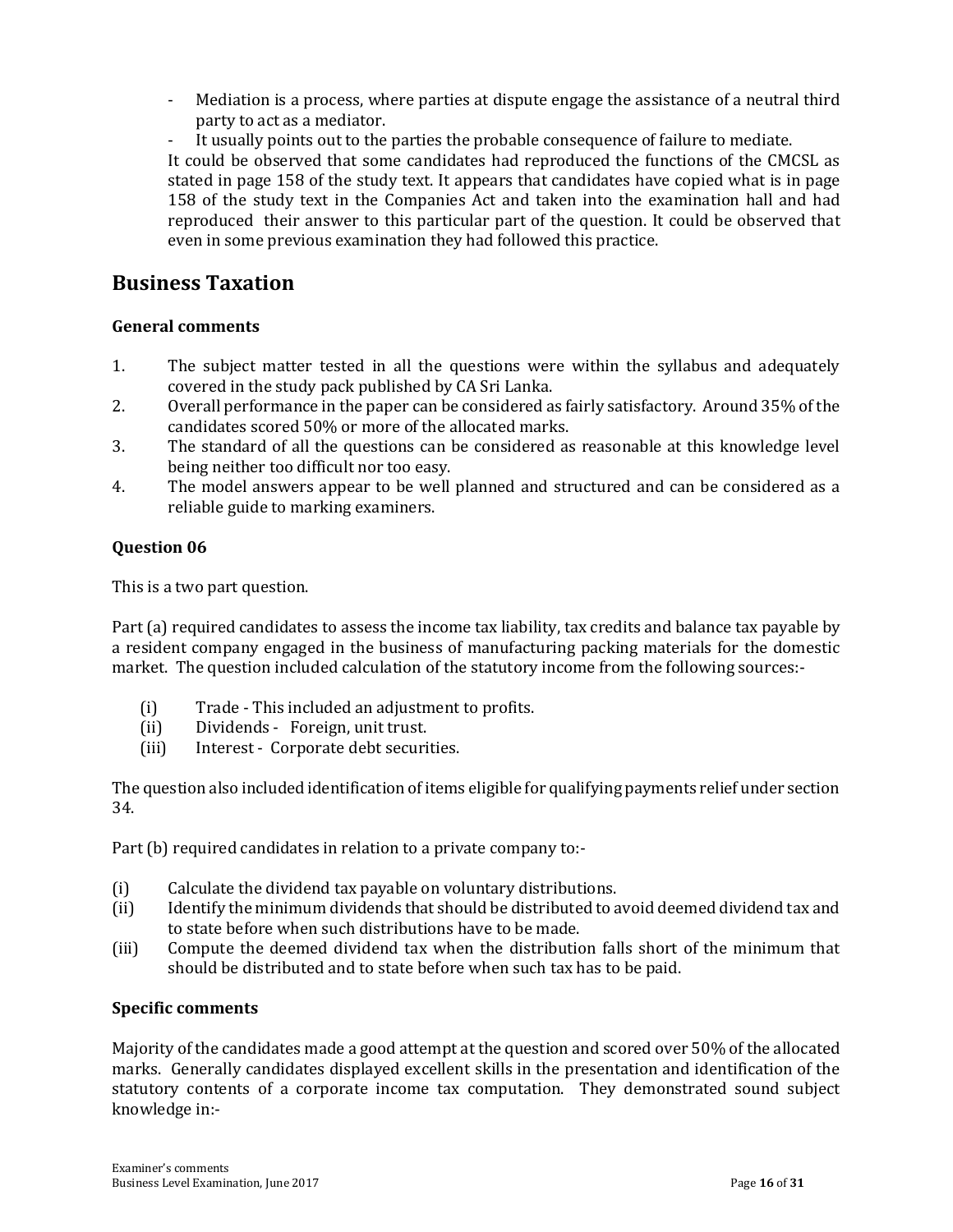- Mediation is a process, where parties at dispute engage the assistance of a neutral third party to act as a mediator.
- It usually points out to the parties the probable consequence of failure to mediate.

It could be observed that some candidates had reproduced the functions of the CMCSL as stated in page 158 of the study text. It appears that candidates have copied what is in page 158 of the study text in the Companies Act and taken into the examination hall and had reproduced their answer to this particular part of the question. It could be observed that even in some previous examination they had followed this practice.

## Business Taxation

### General comments

1. The subject matter tested in all the questions were within the syllabus and adequately covered in the study pack published by CA Sri Lanka.
2. Overall performance in the paper can be considered as fairly satisfactory. Around 35% of the candidates scored 50% or more of the allocated marks.
3. The standard of all the questions can be considered as reasonable at this knowledge level being neither too difficult nor too easy.
4. The model answers appear to be well planned and structured and can be considered as a reliable guide to marking examiners.

### Question 06

This is a two part question.

Part (a) required candidates to assess the income tax liability, tax credits and balance tax payable by a resident company engaged in the business of manufacturing packing materials for the domestic market. The question included calculation of the statutory income from the following sources:-

(i) Trade - This included an adjustment to profits.
(ii) Dividends - Foreign, unit trust.
(iii) Interest - Corporate debt securities.

The question also included identification of items eligible for qualifying payments relief under section 34.

Part (b) required candidates in relation to a private company to:-

(i) Calculate the dividend tax payable on voluntary distributions.
(ii) Identify the minimum dividends that should be distributed to avoid deemed dividend tax and to state before when such distributions have to be made.
(iii) Compute the deemed dividend tax when the distribution falls short of the minimum that should be distributed and to state before when such tax has to be paid.

### Specific comments

Majority of the candidates made a good attempt at the question and scored over 50% of the allocated marks. Generally candidates displayed excellent skills in the presentation and identification of the statutory contents of a corporate income tax computation. They demonstrated sound subject knowledge in:-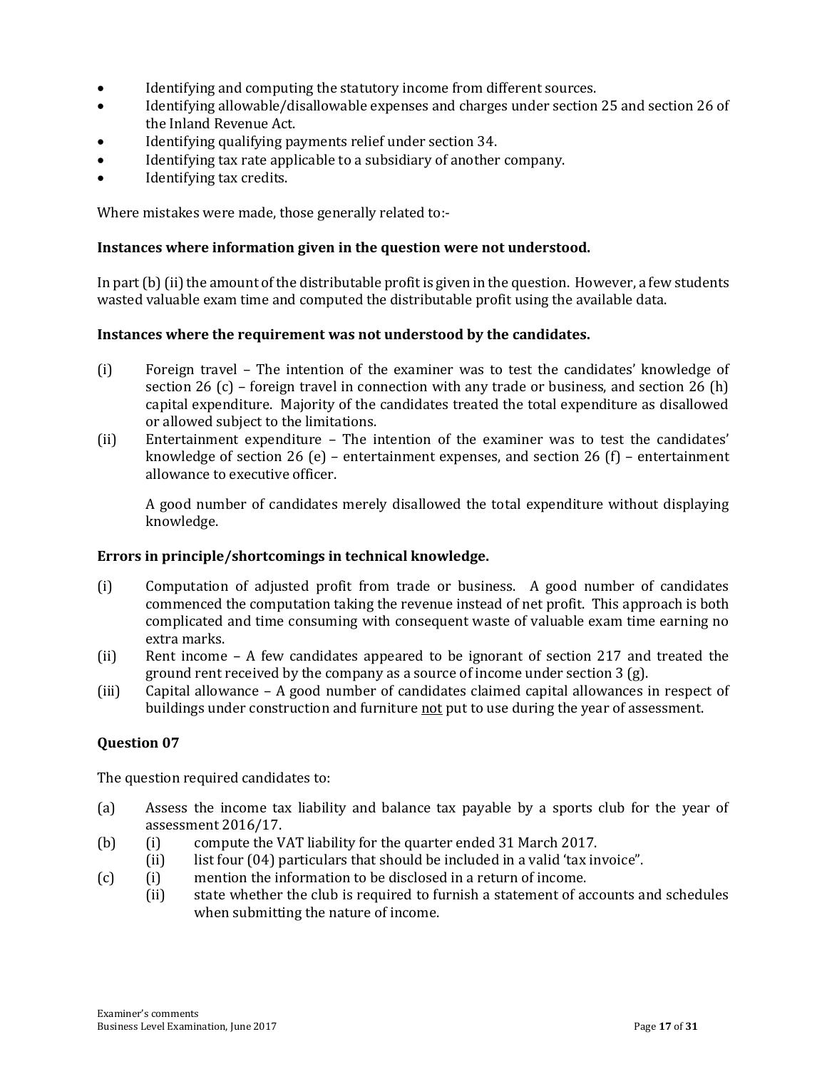- Identifying and computing the statutory income from different sources.
- Identifying allowable/disallowable expenses and charges under section 25 and section 26 of the Inland Revenue Act.
- Identifying qualifying payments relief under section 34.
- Identifying tax rate applicable to a subsidiary of another company.
- Identifying tax credits.

Where mistakes were made, those generally related to:-

**Instances where information given in the question were not understood.**

In part (b) (ii) the amount of the distributable profit is given in the question. However, a few students wasted valuable exam time and computed the distributable profit using the available data.

**Instances where the requirement was not understood by the candidates.**

(i) Foreign travel – The intention of the examiner was to test the candidates' knowledge of section 26 (c) – foreign travel in connection with any trade or business, and section 26 (h) capital expenditure. Majority of the candidates treated the total expenditure as disallowed or allowed subject to the limitations.

(ii) Entertainment expenditure – The intention of the examiner was to test the candidates' knowledge of section 26 (e) – entertainment expenses, and section 26 (f) – entertainment allowance to executive officer.

A good number of candidates merely disallowed the total expenditure without displaying knowledge.

**Errors in principle/shortcomings in technical knowledge.**

(i) Computation of adjusted profit from trade or business. A good number of candidates commenced the computation taking the revenue instead of net profit. This approach is both complicated and time consuming with consequent waste of valuable exam time earning no extra marks.

(ii) Rent income – A few candidates appeared to be ignorant of section 217 and treated the ground rent received by the company as a source of income under section 3 (g).

(iii) Capital allowance – A good number of candidates claimed capital allowances in respect of buildings under construction and furniture <u>not</u> put to use during the year of assessment.

**Question 07**

The question required candidates to:

(a) Assess the income tax liability and balance tax payable by a sports club for the year of assessment 2016/17.

(b) (i) compute the VAT liability for the quarter ended 31 March 2017.
    (ii) list four (04) particulars that should be included in a valid 'tax invoice".

(c) (i) mention the information to be disclosed in a return of income.
    (ii) state whether the club is required to furnish a statement of accounts and schedules when submitting the nature of income.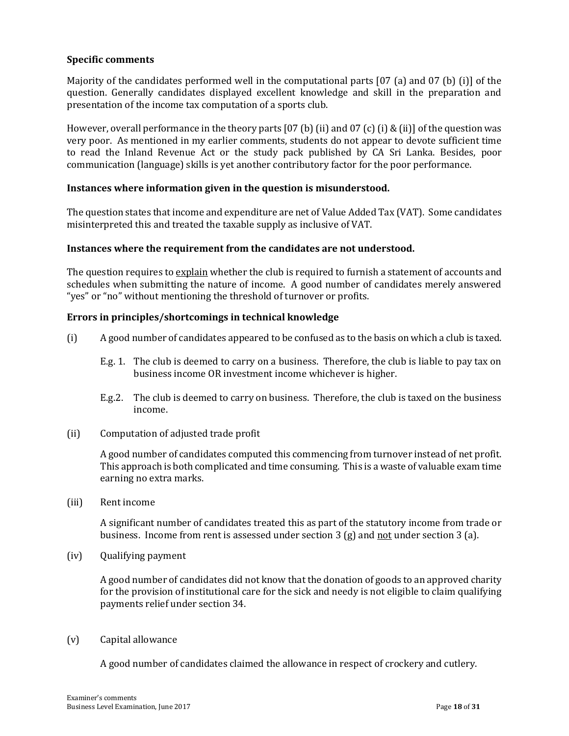**Specific comments**

Majority of the candidates performed well in the computational parts [07 (a) and 07 (b) (i)] of the question. Generally candidates displayed excellent knowledge and skill in the preparation and presentation of the income tax computation of a sports club.

However, overall performance in the theory parts [07 (b) (ii) and 07 (c) (i) & (ii)] of the question was very poor. As mentioned in my earlier comments, students do not appear to devote sufficient time to read the Inland Revenue Act or the study pack published by CA Sri Lanka. Besides, poor communication (language) skills is yet another contributory factor for the poor performance.

**Instances where information given in the question is misunderstood.**

The question states that income and expenditure are net of Value Added Tax (VAT). Some candidates misinterpreted this and treated the taxable supply as inclusive of VAT.

**Instances where the requirement from the candidates are not understood.**

The question requires to <u>explain</u> whether the club is required to furnish a statement of accounts and schedules when submitting the nature of income. A good number of candidates merely answered "yes" or "no" without mentioning the threshold of turnover or profits.

**Errors in principles/shortcomings in technical knowledge**

(i) A good number of candidates appeared to be confused as to the basis on which a club is taxed.

E.g. 1. The club is deemed to carry on a business. Therefore, the club is liable to pay tax on business income OR investment income whichever is higher.

E.g.2. The club is deemed to carry on business. Therefore, the club is taxed on the business income.

(ii) Computation of adjusted trade profit

A good number of candidates computed this commencing from turnover instead of net profit. This approach is both complicated and time consuming. This is a waste of valuable exam time earning no extra marks.

(iii) Rent income

A significant number of candidates treated this as part of the statutory income from trade or business. Income from rent is assessed under section 3 (g) and <u>not</u> under section 3 (a).

(iv) Qualifying payment

A good number of candidates did not know that the donation of goods to an approved charity for the provision of institutional care for the sick and needy is not eligible to claim qualifying payments relief under section 34.

(v) Capital allowance

A good number of candidates claimed the allowance in respect of crockery and cutlery.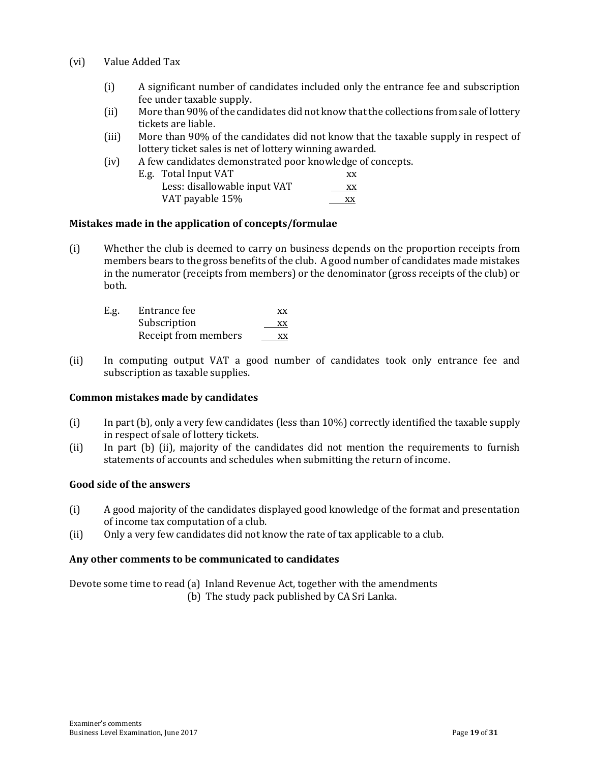(vi) Value Added Tax

(i) A significant number of candidates included only the entrance fee and subscription fee under taxable supply.

(ii) More than 90% of the candidates did not know that the collections from sale of lottery tickets are liable.

(iii) More than 90% of the candidates did not know that the taxable supply in respect of lottery ticket sales is net of lottery winning awarded.

(iv) A few candidates demonstrated poor knowledge of concepts.

E.g.

| | |
|---|---|
| Total Input VAT | xx |
| Less: disallowable input VAT | xx |
| VAT payable 15% | xx |

**Mistakes made in the application of concepts/formulae**

(i) Whether the club is deemed to carry on business depends on the proportion receipts from members bears to the gross benefits of the club. A good number of candidates made mistakes in the numerator (receipts from members) or the denominator (gross receipts of the club) or both.

E.g.

| | |
|---|---|
| Entrance fee | xx |
| Subscription | xx |
| Receipt from members | xx |

(ii) In computing output VAT a good number of candidates took only entrance fee and subscription as taxable supplies.

**Common mistakes made by candidates**

(i) In part (b), only a very few candidates (less than 10%) correctly identified the taxable supply in respect of sale of lottery tickets.

(ii) In part (b) (ii), majority of the candidates did not mention the requirements to furnish statements of accounts and schedules when submitting the return of income.

**Good side of the answers**

(i) A good majority of the candidates displayed good knowledge of the format and presentation of income tax computation of a club.

(ii) Only a very few candidates did not know the rate of tax applicable to a club.

**Any other comments to be communicated to candidates**

Devote some time to read (a) Inland Revenue Act, together with the amendments
(b) The study pack published by CA Sri Lanka.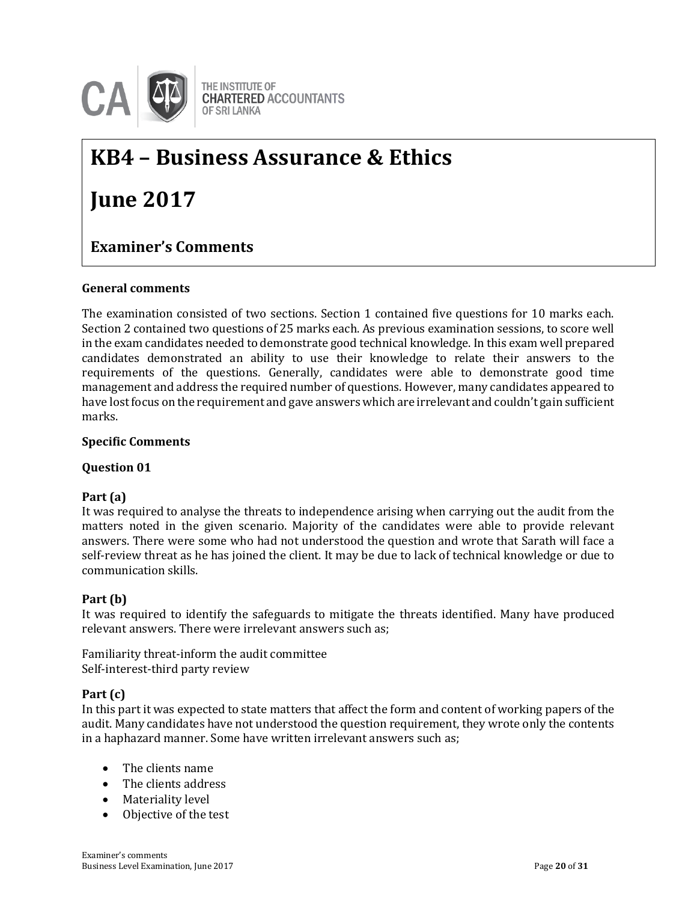# KB4 – Business Assurance & Ethics

# June 2017

## Examiner's Comments

**General comments**

The examination consisted of two sections. Section 1 contained five questions for 10 marks each. Section 2 contained two questions of 25 marks each. As previous examination sessions, to score well in the exam candidates needed to demonstrate good technical knowledge. In this exam well prepared candidates demonstrated an ability to use their knowledge to relate their answers to the requirements of the questions. Generally, candidates were able to demonstrate good time management and address the required number of questions. However, many candidates appeared to have lost focus on the requirement and gave answers which are irrelevant and couldn't gain sufficient marks.

**Specific Comments**

**Question 01**

**Part (a)**
It was required to analyse the threats to independence arising when carrying out the audit from the matters noted in the given scenario. Majority of the candidates were able to provide relevant answers. There were some who had not understood the question and wrote that Sarath will face a self-review threat as he has joined the client. It may be due to lack of technical knowledge or due to communication skills.

**Part (b)**
It was required to identify the safeguards to mitigate the threats identified. Many have produced relevant answers. There were irrelevant answers such as;

Familiarity threat-inform the audit committee
Self-interest-third party review

**Part (c)**
In this part it was expected to state matters that affect the form and content of working papers of the audit. Many candidates have not understood the question requirement, they wrote only the contents in a haphazard manner. Some have written irrelevant answers such as;

- The clients name
- The clients address
- Materiality level
- Objective of the test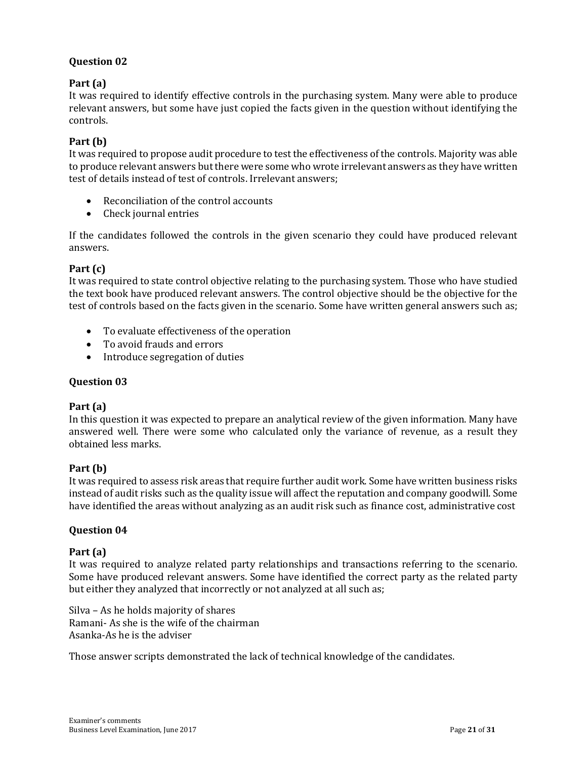**Question 02**

**Part (a)**
It was required to identify effective controls in the purchasing system. Many were able to produce relevant answers, but some have just copied the facts given in the question without identifying the controls.

**Part (b)**
It was required to propose audit procedure to test the effectiveness of the controls. Majority was able to produce relevant answers but there were some who wrote irrelevant answers as they have written test of details instead of test of controls. Irrelevant answers;

- Reconciliation of the control accounts
- Check journal entries

If the candidates followed the controls in the given scenario they could have produced relevant answers.

**Part (c)**
It was required to state control objective relating to the purchasing system. Those who have studied the text book have produced relevant answers. The control objective should be the objective for the test of controls based on the facts given in the scenario. Some have written general answers such as;

- To evaluate effectiveness of the operation
- To avoid frauds and errors
- Introduce segregation of duties

**Question 03**

**Part (a)**
In this question it was expected to prepare an analytical review of the given information. Many have answered well. There were some who calculated only the variance of revenue, as a result they obtained less marks.

**Part (b)**
It was required to assess risk areas that require further audit work. Some have written business risks instead of audit risks such as the quality issue will affect the reputation and company goodwill. Some have identified the areas without analyzing as an audit risk such as finance cost, administrative cost

**Question 04**

**Part (a)**
It was required to analyze related party relationships and transactions referring to the scenario. Some have produced relevant answers. Some have identified the correct party as the related party but either they analyzed that incorrectly or not analyzed at all such as;

Silva – As he holds majority of shares
Ramani- As she is the wife of the chairman
Asanka-As he is the adviser

Those answer scripts demonstrated the lack of technical knowledge of the candidates.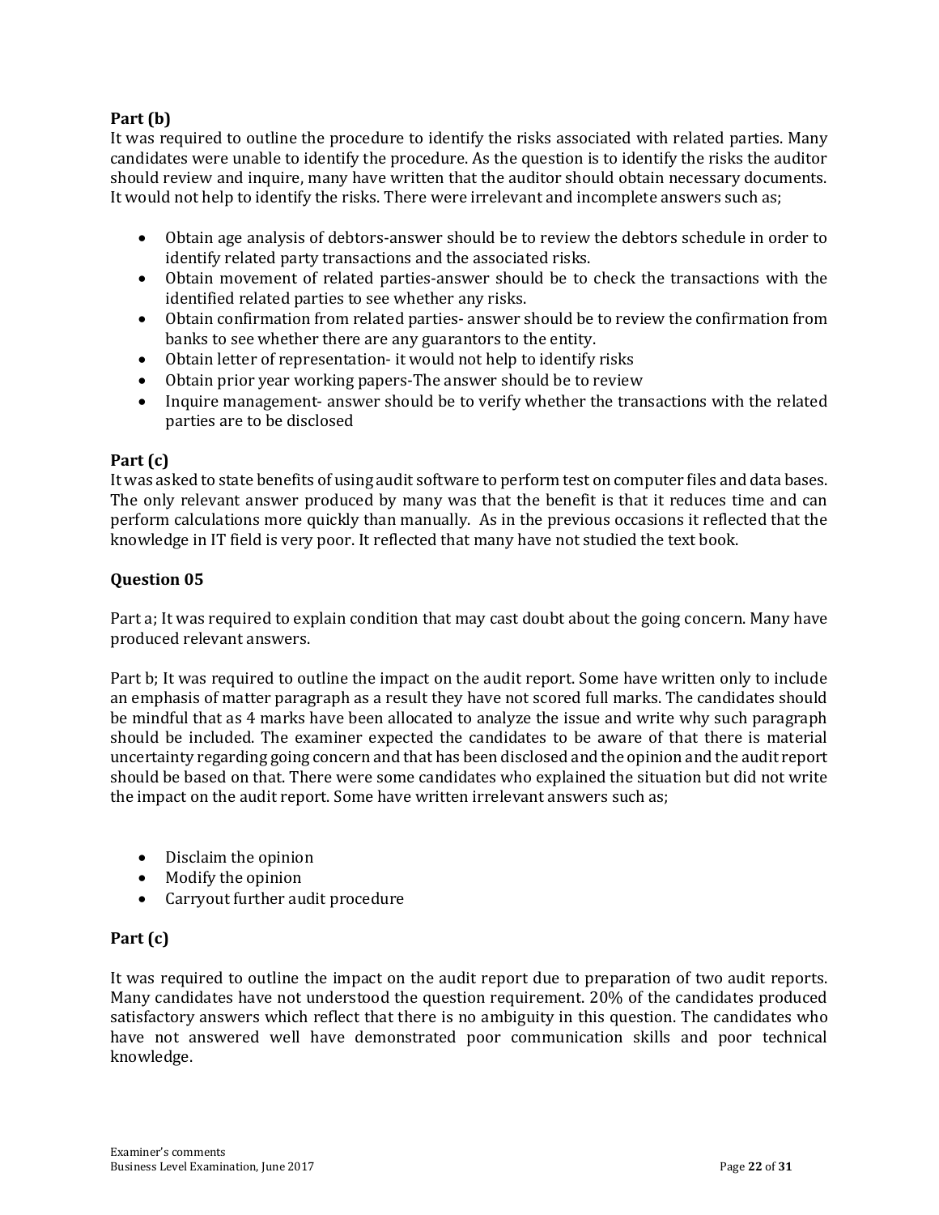**Part (b)**

It was required to outline the procedure to identify the risks associated with related parties. Many candidates were unable to identify the procedure. As the question is to identify the risks the auditor should review and inquire, many have written that the auditor should obtain necessary documents. It would not help to identify the risks. There were irrelevant and incomplete answers such as;

- Obtain age analysis of debtors-answer should be to review the debtors schedule in order to identify related party transactions and the associated risks.
- Obtain movement of related parties-answer should be to check the transactions with the identified related parties to see whether any risks.
- Obtain confirmation from related parties- answer should be to review the confirmation from banks to see whether there are any guarantors to the entity.
- Obtain letter of representation- it would not help to identify risks
- Obtain prior year working papers-The answer should be to review
- Inquire management- answer should be to verify whether the transactions with the related parties are to be disclosed

**Part (c)**

It was asked to state benefits of using audit software to perform test on computer files and data bases. The only relevant answer produced by many was that the benefit is that it reduces time and can perform calculations more quickly than manually. As in the previous occasions it reflected that the knowledge in IT field is very poor. It reflected that many have not studied the text book.

**Question 05**

Part a; It was required to explain condition that may cast doubt about the going concern. Many have produced relevant answers.

Part b; It was required to outline the impact on the audit report. Some have written only to include an emphasis of matter paragraph as a result they have not scored full marks. The candidates should be mindful that as 4 marks have been allocated to analyze the issue and write why such paragraph should be included. The examiner expected the candidates to be aware of that there is material uncertainty regarding going concern and that has been disclosed and the opinion and the audit report should be based on that. There were some candidates who explained the situation but did not write the impact on the audit report. Some have written irrelevant answers such as;

- Disclaim the opinion
- Modify the opinion
- Carryout further audit procedure

**Part (c)**

It was required to outline the impact on the audit report due to preparation of two audit reports. Many candidates have not understood the question requirement. 20% of the candidates produced satisfactory answers which reflect that there is no ambiguity in this question. The candidates who have not answered well have demonstrated poor communication skills and poor technical knowledge.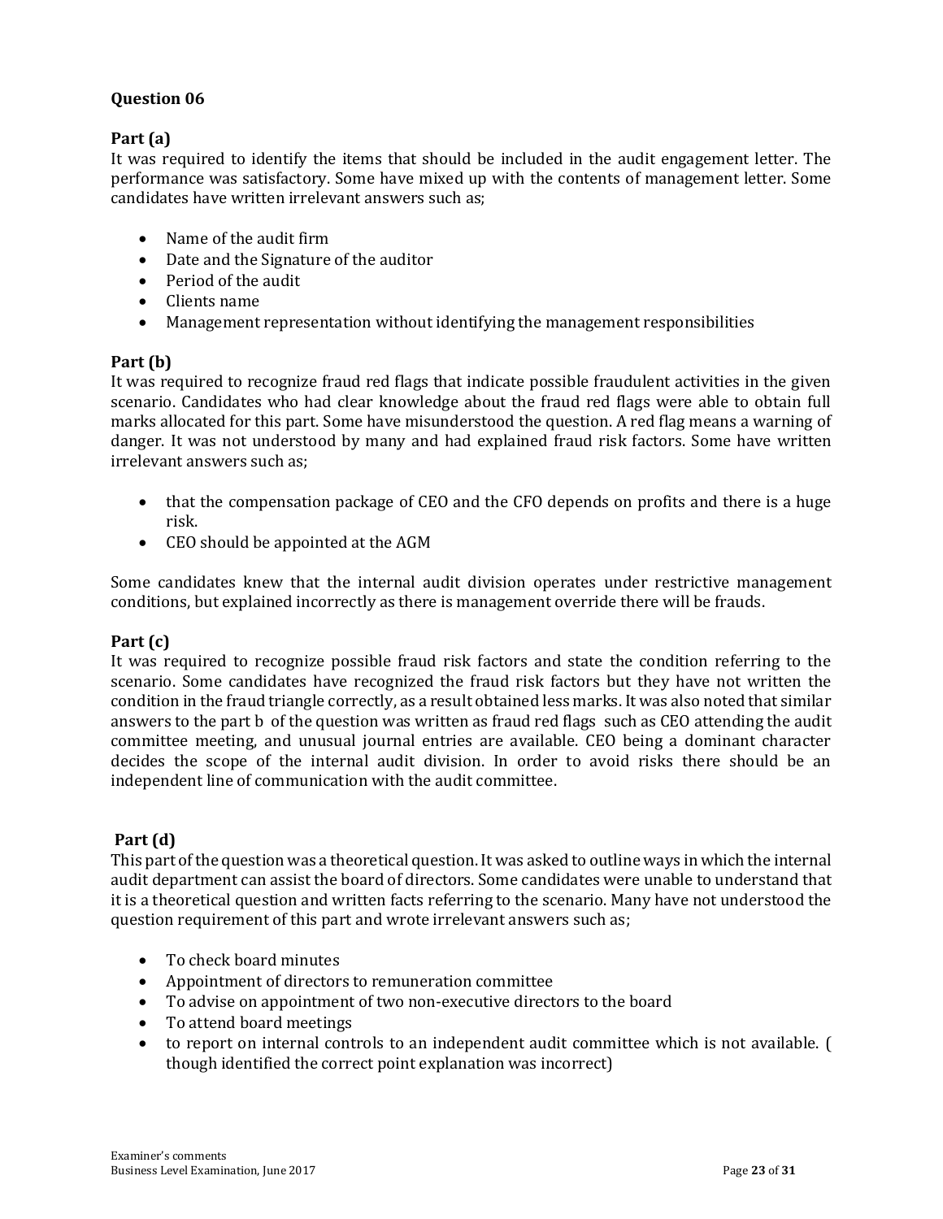## Question 06

### Part (a)

It was required to identify the items that should be included in the audit engagement letter. The performance was satisfactory. Some have mixed up with the contents of management letter. Some candidates have written irrelevant answers such as;

- Name of the audit firm
- Date and the Signature of the auditor
- Period of the audit
- Clients name
- Management representation without identifying the management responsibilities

### Part (b)

It was required to recognize fraud red flags that indicate possible fraudulent activities in the given scenario. Candidates who had clear knowledge about the fraud red flags were able to obtain full marks allocated for this part. Some have misunderstood the question. A red flag means a warning of danger. It was not understood by many and had explained fraud risk factors. Some have written irrelevant answers such as;

- that the compensation package of CEO and the CFO depends on profits and there is a huge risk.
- CEO should be appointed at the AGM

Some candidates knew that the internal audit division operates under restrictive management conditions, but explained incorrectly as there is management override there will be frauds.

### Part (c)

It was required to recognize possible fraud risk factors and state the condition referring to the scenario. Some candidates have recognized the fraud risk factors but they have not written the condition in the fraud triangle correctly, as a result obtained less marks. It was also noted that similar answers to the part b of the question was written as fraud red flags such as CEO attending the audit committee meeting, and unusual journal entries are available. CEO being a dominant character decides the scope of the internal audit division. In order to avoid risks there should be an independent line of communication with the audit committee.

### Part (d)

This part of the question was a theoretical question. It was asked to outline ways in which the internal audit department can assist the board of directors. Some candidates were unable to understand that it is a theoretical question and written facts referring to the scenario. Many have not understood the question requirement of this part and wrote irrelevant answers such as;

- To check board minutes
- Appointment of directors to remuneration committee
- To advise on appointment of two non-executive directors to the board
- To attend board meetings
- to report on internal controls to an independent audit committee which is not available. ( though identified the correct point explanation was incorrect)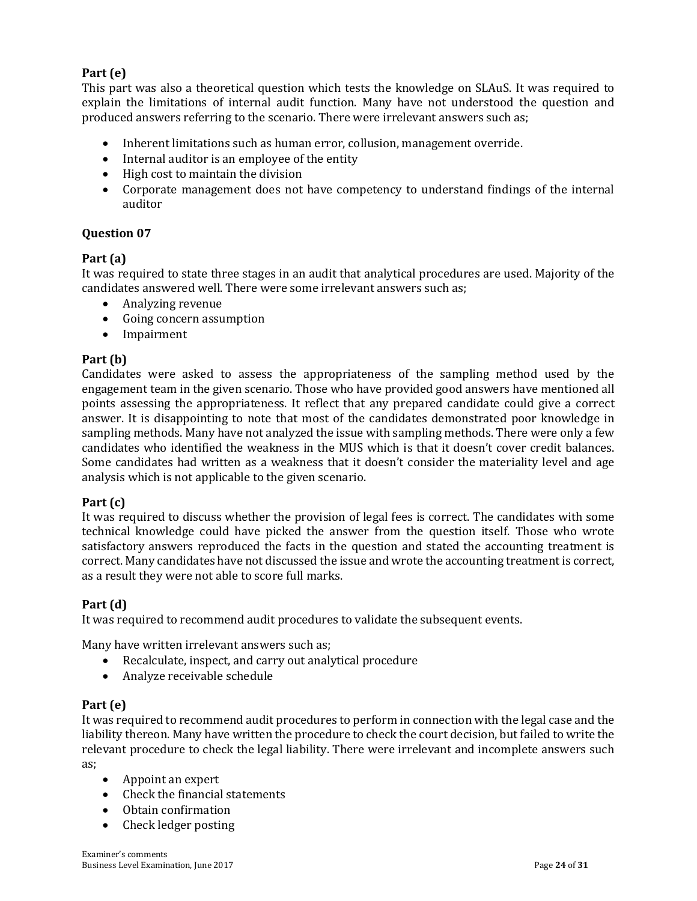**Part (e)**

This part was also a theoretical question which tests the knowledge on SLAuS. It was required to explain the limitations of internal audit function. Many have not understood the question and produced answers referring to the scenario. There were irrelevant answers such as;

- Inherent limitations such as human error, collusion, management override.
- Internal auditor is an employee of the entity
- High cost to maintain the division
- Corporate management does not have competency to understand findings of the internal auditor

**Question 07**

**Part (a)**

It was required to state three stages in an audit that analytical procedures are used. Majority of the candidates answered well. There were some irrelevant answers such as;

- Analyzing revenue
- Going concern assumption
- Impairment

**Part (b)**

Candidates were asked to assess the appropriateness of the sampling method used by the engagement team in the given scenario. Those who have provided good answers have mentioned all points assessing the appropriateness. It reflect that any prepared candidate could give a correct answer. It is disappointing to note that most of the candidates demonstrated poor knowledge in sampling methods. Many have not analyzed the issue with sampling methods. There were only a few candidates who identified the weakness in the MUS which is that it doesn't cover credit balances. Some candidates had written as a weakness that it doesn't consider the materiality level and age analysis which is not applicable to the given scenario.

**Part (c)**

It was required to discuss whether the provision of legal fees is correct. The candidates with some technical knowledge could have picked the answer from the question itself. Those who wrote satisfactory answers reproduced the facts in the question and stated the accounting treatment is correct. Many candidates have not discussed the issue and wrote the accounting treatment is correct, as a result they were not able to score full marks.

**Part (d)**

It was required to recommend audit procedures to validate the subsequent events.

Many have written irrelevant answers such as;

- Recalculate, inspect, and carry out analytical procedure
- Analyze receivable schedule

**Part (e)**

It was required to recommend audit procedures to perform in connection with the legal case and the liability thereon. Many have written the procedure to check the court decision, but failed to write the relevant procedure to check the legal liability. There were irrelevant and incomplete answers such as;

- Appoint an expert
- Check the financial statements
- Obtain confirmation
- Check ledger posting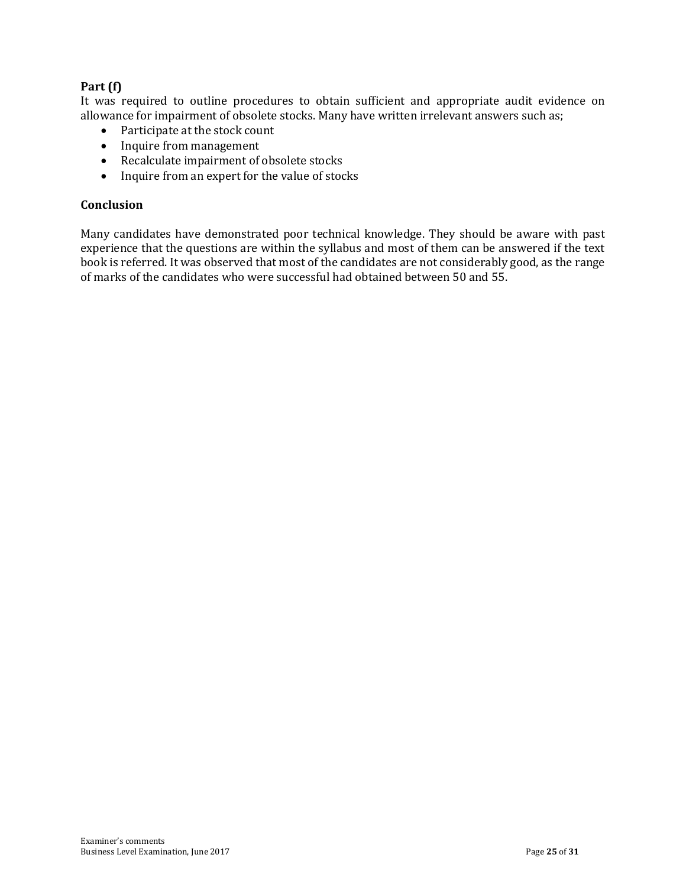**Part (f)**

It was required to outline procedures to obtain sufficient and appropriate audit evidence on allowance for impairment of obsolete stocks. Many have written irrelevant answers such as;

- Participate at the stock count
- Inquire from management
- Recalculate impairment of obsolete stocks
- Inquire from an expert for the value of stocks

**Conclusion**

Many candidates have demonstrated poor technical knowledge. They should be aware with past experience that the questions are within the syllabus and most of them can be answered if the text book is referred. It was observed that most of the candidates are not considerably good, as the range of marks of the candidates who were successful had obtained between 50 and 55.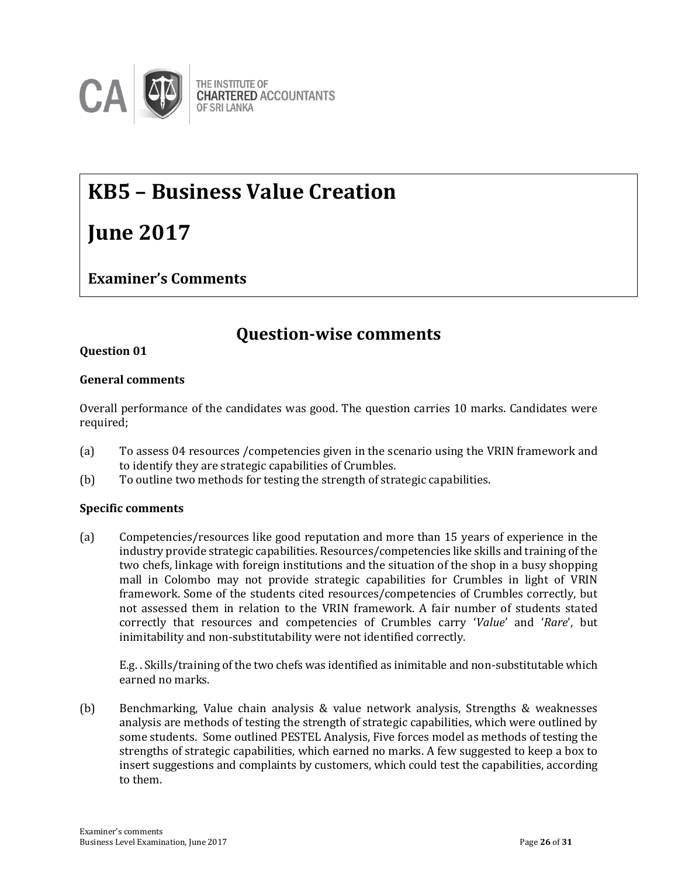THE INSTITUTE OF
CHARTERED ACCOUNTANTS
OF SRI LANKA

# KB5 – Business Value Creation

# June 2017

### Examiner's Comments

## Question-wise comments

**Question 01**

**General comments**

Overall performance of the candidates was good. The question carries 10 marks. Candidates were required;

(a) To assess 04 resources /competencies given in the scenario using the VRIN framework and to identify they are strategic capabilities of Crumbles.

(b) To outline two methods for testing the strength of strategic capabilities.

**Specific comments**

(a) Competencies/resources like good reputation and more than 15 years of experience in the industry provide strategic capabilities. Resources/competencies like skills and training of the two chefs, linkage with foreign institutions and the situation of the shop in a busy shopping mall in Colombo may not provide strategic capabilities for Crumbles in light of VRIN framework. Some of the students cited resources/competencies of Crumbles correctly, but not assessed them in relation to the VRIN framework. A fair number of students stated correctly that resources and competencies of Crumbles carry '*Value*' and '*Rare*', but inimitability and non-substitutability were not identified correctly.

E.g. . Skills/training of the two chefs was identified as inimitable and non-substitutable which earned no marks.

(b) Benchmarking, Value chain analysis & value network analysis, Strengths & weaknesses analysis are methods of testing the strength of strategic capabilities, which were outlined by some students. Some outlined PESTEL Analysis, Five forces model as methods of testing the strengths of strategic capabilities, which earned no marks. A few suggested to keep a box to insert suggestions and complaints by customers, which could test the capabilities, according to them.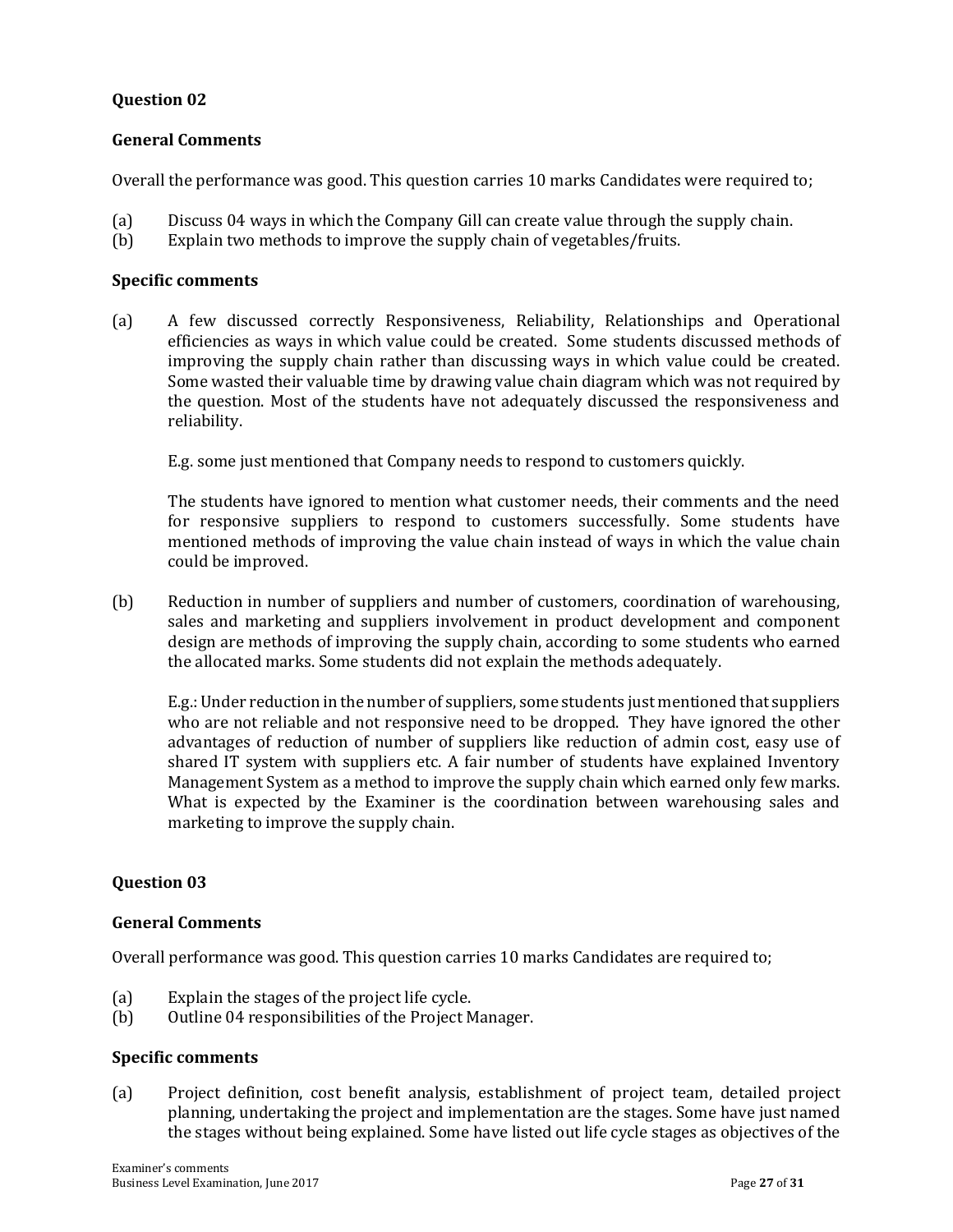## Question 02

### General Comments

Overall the performance was good. This question carries 10 marks Candidates were required to;

(a) Discuss 04 ways in which the Company Gill can create value through the supply chain.
(b) Explain two methods to improve the supply chain of vegetables/fruits.

### Specific comments

(a) A few discussed correctly Responsiveness, Reliability, Relationships and Operational efficiencies as ways in which value could be created. Some students discussed methods of improving the supply chain rather than discussing ways in which value could be created. Some wasted their valuable time by drawing value chain diagram which was not required by the question. Most of the students have not adequately discussed the responsiveness and reliability.

E.g. some just mentioned that Company needs to respond to customers quickly.

The students have ignored to mention what customer needs, their comments and the need for responsive suppliers to respond to customers successfully. Some students have mentioned methods of improving the value chain instead of ways in which the value chain could be improved.

(b) Reduction in number of suppliers and number of customers, coordination of warehousing, sales and marketing and suppliers involvement in product development and component design are methods of improving the supply chain, according to some students who earned the allocated marks. Some students did not explain the methods adequately.

E.g.: Under reduction in the number of suppliers, some students just mentioned that suppliers who are not reliable and not responsive need to be dropped. They have ignored the other advantages of reduction of number of suppliers like reduction of admin cost, easy use of shared IT system with suppliers etc. A fair number of students have explained Inventory Management System as a method to improve the supply chain which earned only few marks. What is expected by the Examiner is the coordination between warehousing sales and marketing to improve the supply chain.

## Question 03

### General Comments

Overall performance was good. This question carries 10 marks Candidates are required to;

(a) Explain the stages of the project life cycle.
(b) Outline 04 responsibilities of the Project Manager.

### Specific comments

(a) Project definition, cost benefit analysis, establishment of project team, detailed project planning, undertaking the project and implementation are the stages. Some have just named the stages without being explained. Some have listed out life cycle stages as objectives of the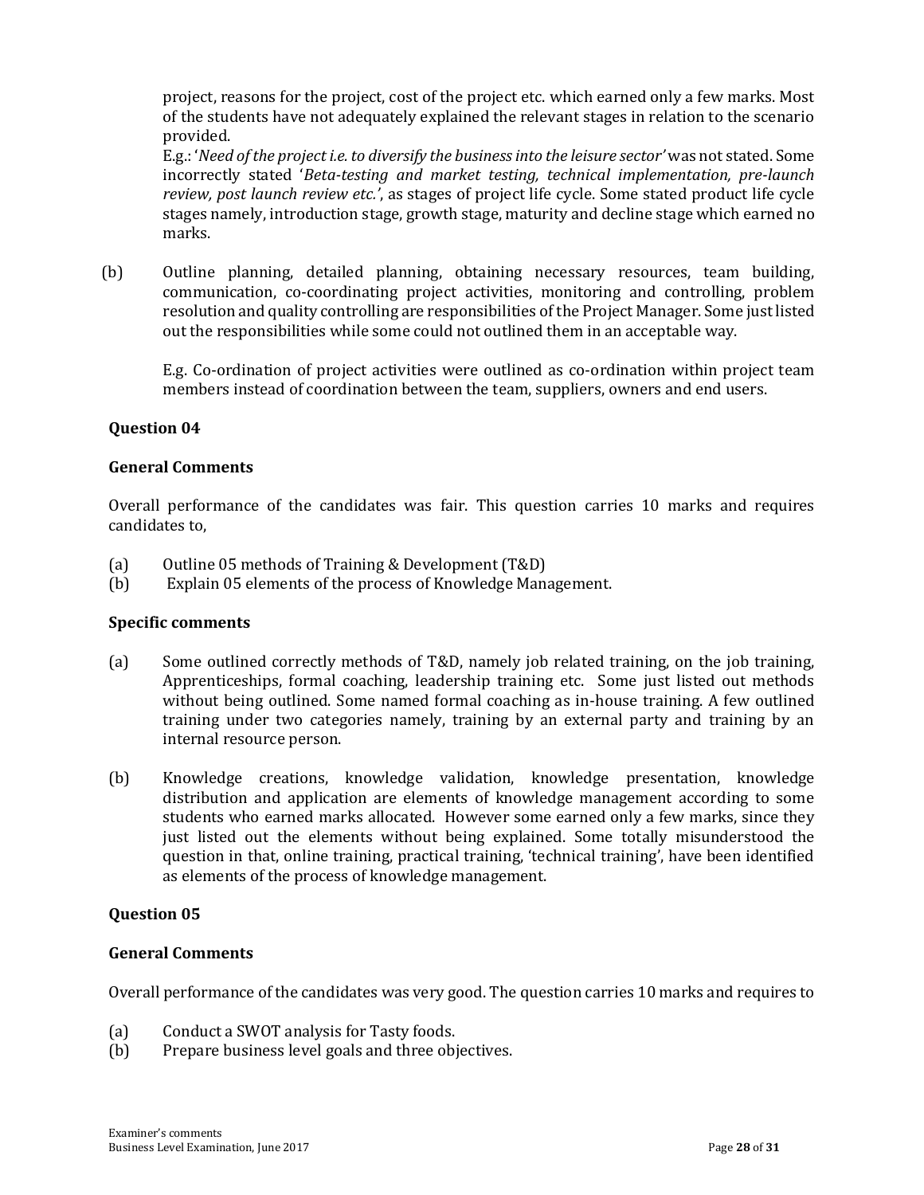project, reasons for the project, cost of the project etc. which earned only a few marks. Most of the students have not adequately explained the relevant stages in relation to the scenario provided.

E.g.: '*Need of the project i.e. to diversify the business into the leisure sector*' was not stated. Some incorrectly stated '*Beta-testing and market testing, technical implementation, pre-launch review, post launch review etc.*', as stages of project life cycle. Some stated product life cycle stages namely, introduction stage, growth stage, maturity and decline stage which earned no marks.

(b) Outline planning, detailed planning, obtaining necessary resources, team building, communication, co-coordinating project activities, monitoring and controlling, problem resolution and quality controlling are responsibilities of the Project Manager. Some just listed out the responsibilities while some could not outlined them in an acceptable way.

E.g. Co-ordination of project activities were outlined as co-ordination within project team members instead of coordination between the team, suppliers, owners and end users.

**Question 04**

**General Comments**

Overall performance of the candidates was fair. This question carries 10 marks and requires candidates to,

(a) Outline 05 methods of Training & Development (T&D)
(b) Explain 05 elements of the process of Knowledge Management.

**Specific comments**

(a) Some outlined correctly methods of T&D, namely job related training, on the job training, Apprenticeships, formal coaching, leadership training etc. Some just listed out methods without being outlined. Some named formal coaching as in-house training. A few outlined training under two categories namely, training by an external party and training by an internal resource person.

(b) Knowledge creations, knowledge validation, knowledge presentation, knowledge distribution and application are elements of knowledge management according to some students who earned marks allocated. However some earned only a few marks, since they just listed out the elements without being explained. Some totally misunderstood the question in that, online training, practical training, 'technical training', have been identified as elements of the process of knowledge management.

**Question 05**

**General Comments**

Overall performance of the candidates was very good. The question carries 10 marks and requires to

(a) Conduct a SWOT analysis for Tasty foods.
(b) Prepare business level goals and three objectives.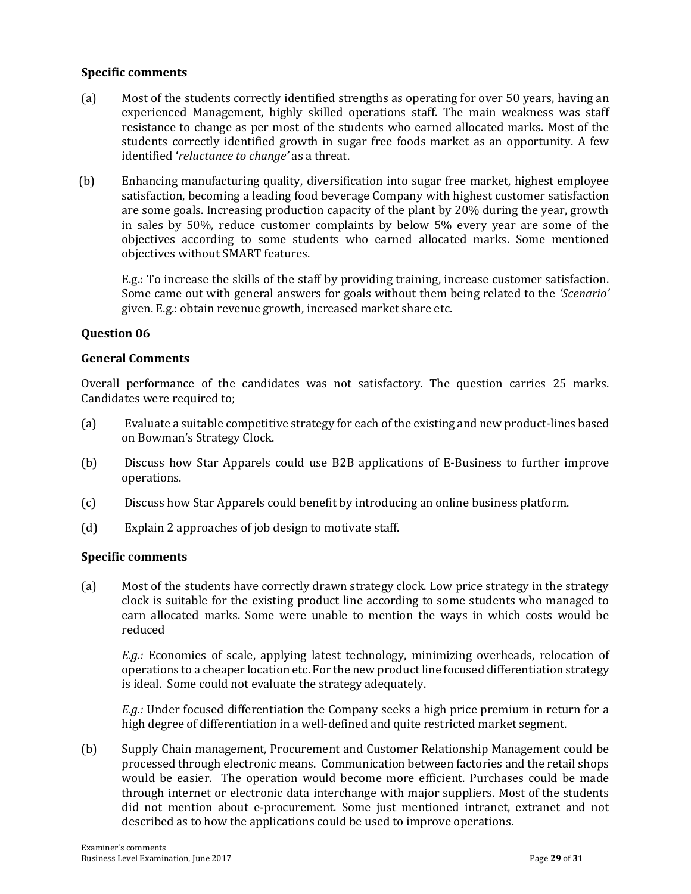**Specific comments**

(a) Most of the students correctly identified strengths as operating for over 50 years, having an experienced Management, highly skilled operations staff. The main weakness was staff resistance to change as per most of the students who earned allocated marks. Most of the students correctly identified growth in sugar free foods market as an opportunity. A few identified '*reluctance to change'* as a threat.

(b) Enhancing manufacturing quality, diversification into sugar free market, highest employee satisfaction, becoming a leading food beverage Company with highest customer satisfaction are some goals. Increasing production capacity of the plant by 20% during the year, growth in sales by 50%, reduce customer complaints by below 5% every year are some of the objectives according to some students who earned allocated marks. Some mentioned objectives without SMART features.

E.g.: To increase the skills of the staff by providing training, increase customer satisfaction. Some came out with general answers for goals without them being related to the *'Scenario'* given. E.g.: obtain revenue growth, increased market share etc.

**Question 06**

**General Comments**

Overall performance of the candidates was not satisfactory. The question carries 25 marks. Candidates were required to;

(a) Evaluate a suitable competitive strategy for each of the existing and new product-lines based on Bowman's Strategy Clock.

(b) Discuss how Star Apparels could use B2B applications of E-Business to further improve operations.

(c) Discuss how Star Apparels could benefit by introducing an online business platform.

(d) Explain 2 approaches of job design to motivate staff.

**Specific comments**

(a) Most of the students have correctly drawn strategy clock. Low price strategy in the strategy clock is suitable for the existing product line according to some students who managed to earn allocated marks. Some were unable to mention the ways in which costs would be reduced

*E.g.:* Economies of scale, applying latest technology, minimizing overheads, relocation of operations to a cheaper location etc. For the new product line focused differentiation strategy is ideal. Some could not evaluate the strategy adequately.

*E.g.:* Under focused differentiation the Company seeks a high price premium in return for a high degree of differentiation in a well-defined and quite restricted market segment.

(b) Supply Chain management, Procurement and Customer Relationship Management could be processed through electronic means. Communication between factories and the retail shops would be easier. The operation would become more efficient. Purchases could be made through internet or electronic data interchange with major suppliers. Most of the students did not mention about e-procurement. Some just mentioned intranet, extranet and not described as to how the applications could be used to improve operations.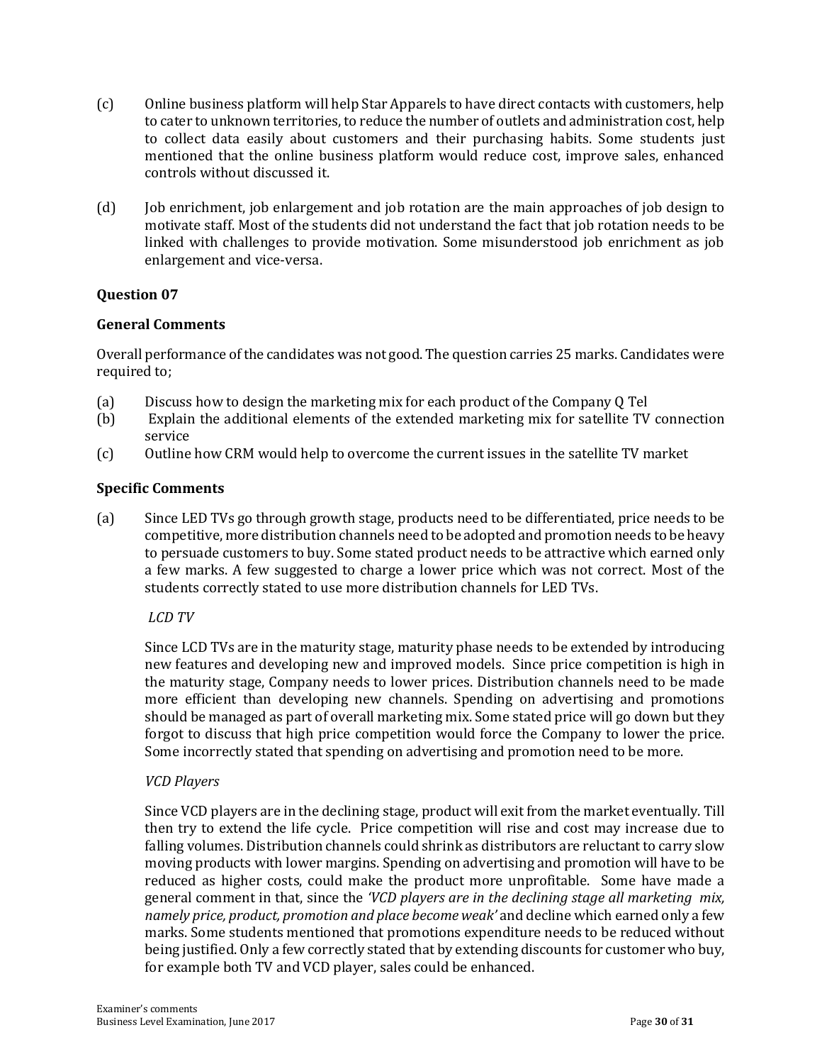(c) Online business platform will help Star Apparels to have direct contacts with customers, help to cater to unknown territories, to reduce the number of outlets and administration cost, help to collect data easily about customers and their purchasing habits. Some students just mentioned that the online business platform would reduce cost, improve sales, enhanced controls without discussed it.

(d) Job enrichment, job enlargement and job rotation are the main approaches of job design to motivate staff. Most of the students did not understand the fact that job rotation needs to be linked with challenges to provide motivation. Some misunderstood job enrichment as job enlargement and vice-versa.

**Question 07**

**General Comments**

Overall performance of the candidates was not good. The question carries 25 marks. Candidates were required to;

(a) Discuss how to design the marketing mix for each product of the Company Q Tel
(b) Explain the additional elements of the extended marketing mix for satellite TV connection service
(c) Outline how CRM would help to overcome the current issues in the satellite TV market

**Specific Comments**

(a) Since LED TVs go through growth stage, products need to be differentiated, price needs to be competitive, more distribution channels need to be adopted and promotion needs to be heavy to persuade customers to buy. Some stated product needs to be attractive which earned only a few marks. A few suggested to charge a lower price which was not correct. Most of the students correctly stated to use more distribution channels for LED TVs.

*LCD TV*

Since LCD TVs are in the maturity stage, maturity phase needs to be extended by introducing new features and developing new and improved models. Since price competition is high in the maturity stage, Company needs to lower prices. Distribution channels need to be made more efficient than developing new channels. Spending on advertising and promotions should be managed as part of overall marketing mix. Some stated price will go down but they forgot to discuss that high price competition would force the Company to lower the price. Some incorrectly stated that spending on advertising and promotion need to be more.

*VCD Players*

Since VCD players are in the declining stage, product will exit from the market eventually. Till then try to extend the life cycle. Price competition will rise and cost may increase due to falling volumes. Distribution channels could shrink as distributors are reluctant to carry slow moving products with lower margins. Spending on advertising and promotion will have to be reduced as higher costs, could make the product more unprofitable. Some have made a general comment in that, since the *'VCD players are in the declining stage all marketing mix, namely price, product, promotion and place become weak'* and decline which earned only a few marks. Some students mentioned that promotions expenditure needs to be reduced without being justified. Only a few correctly stated that by extending discounts for customer who buy, for example both TV and VCD player, sales could be enhanced.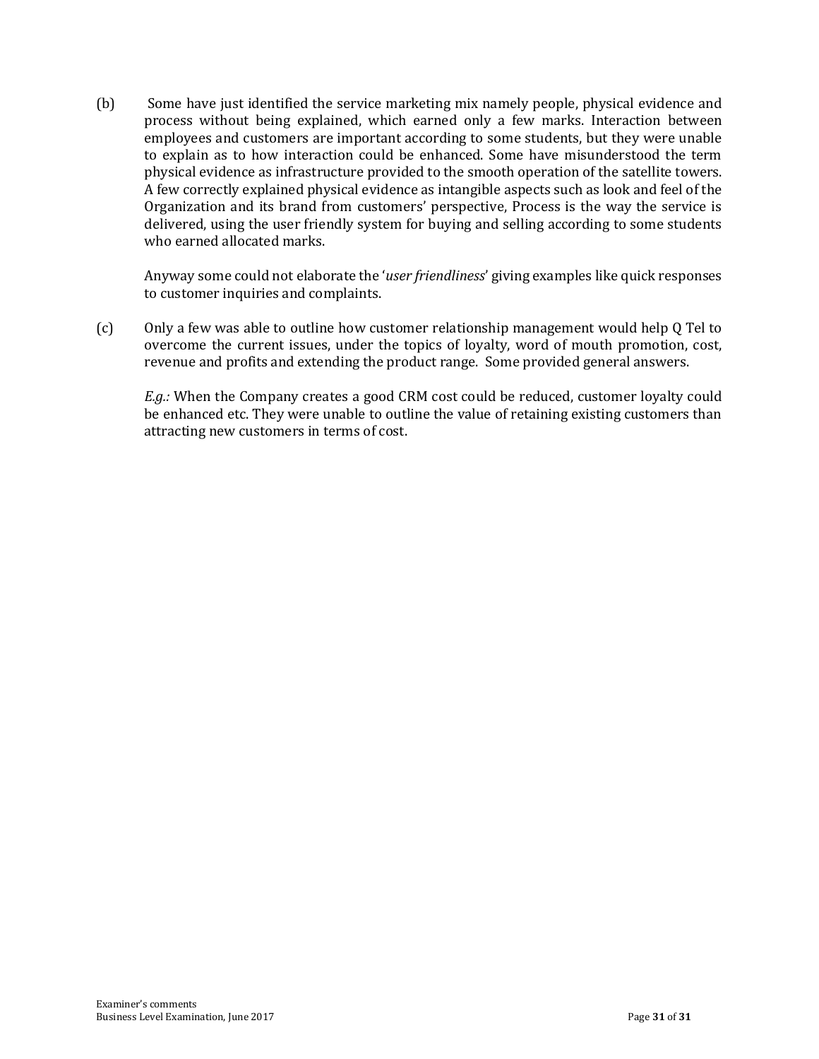(b) Some have just identified the service marketing mix namely people, physical evidence and process without being explained, which earned only a few marks. Interaction between employees and customers are important according to some students, but they were unable to explain as to how interaction could be enhanced. Some have misunderstood the term physical evidence as infrastructure provided to the smooth operation of the satellite towers. A few correctly explained physical evidence as intangible aspects such as look and feel of the Organization and its brand from customers' perspective, Process is the way the service is delivered, using the user friendly system for buying and selling according to some students who earned allocated marks.

Anyway some could not elaborate the '*user friendliness*' giving examples like quick responses to customer inquiries and complaints.

(c) Only a few was able to outline how customer relationship management would help Q Tel to overcome the current issues, under the topics of loyalty, word of mouth promotion, cost, revenue and profits and extending the product range. Some provided general answers.

*E.g.:* When the Company creates a good CRM cost could be reduced, customer loyalty could be enhanced etc. They were unable to outline the value of retaining existing customers than attracting new customers in terms of cost.